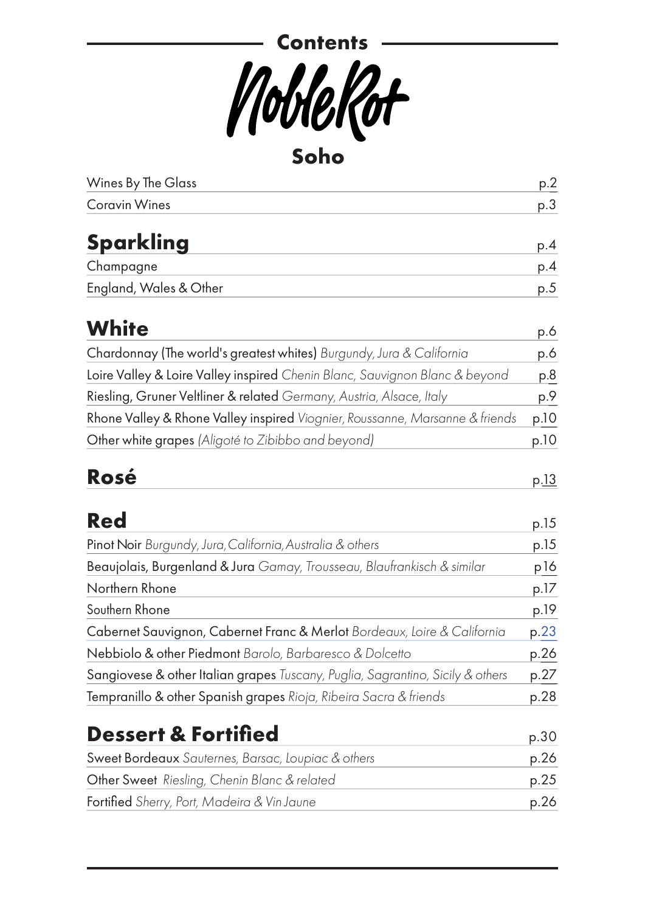## Contents

# Noble Rot

## Soho

| | |
|---|---|
| Wines By The Glass | p.2 |
| Coravin Wines | p.3 |

## Sparkling — p.4

| | |
|---|---|
| Champagne | p.4 |
| England, Wales & Other | p.5 |

## White — p.6

| | |
|---|---|
| Chardonnay (The world's greatest whites) *Burgundy, Jura & California* | p.6 |
| Loire Valley & Loire Valley inspired *Chenin Blanc, Sauvignon Blanc & beyond* | p.8 |
| Riesling, Gruner Veltliner & related *Germany, Austria, Alsace, Italy* | p.9 |
| Rhone Valley & Rhone Valley inspired *Viognier, Roussanne, Marsanne & friends* | p.10 |
| Other white grapes *(Aligoté to Zibibbo and beyond)* | p.10 |

## Rosé — p.13

## Red — p.15

| | |
|---|---|
| Pinot Noir *Burgundy, Jura, California, Australia & others* | p.15 |
| Beaujolais, Burgenland & Jura *Gamay, Trousseau, Blaufrankisch & similar* | p16 |
| Northern Rhone | p.17 |
| Southern Rhone | p.19 |
| Cabernet Sauvignon, Cabernet Franc & Merlot *Bordeaux, Loire & California* | p.23 |
| Nebbiolo & other Piedmont *Barolo, Barbaresco & Dolcetto* | p.26 |
| Sangiovese & other Italian grapes *Tuscany, Puglia, Sagrantino, Sicily & others* | p.27 |
| Tempranillo & other Spanish grapes *Rioja, Ribeira Sacra & friends* | p.28 |

## Dessert & Fortified — p.30

| | |
|---|---|
| Sweet Bordeaux *Sauternes, Barsac, Loupiac & others* | p.26 |
| Other Sweet *Riesling, Chenin Blanc & related* | p.25 |
| Fortified *Sherry, Port, Madeira & Vin Jaune* | p.26 |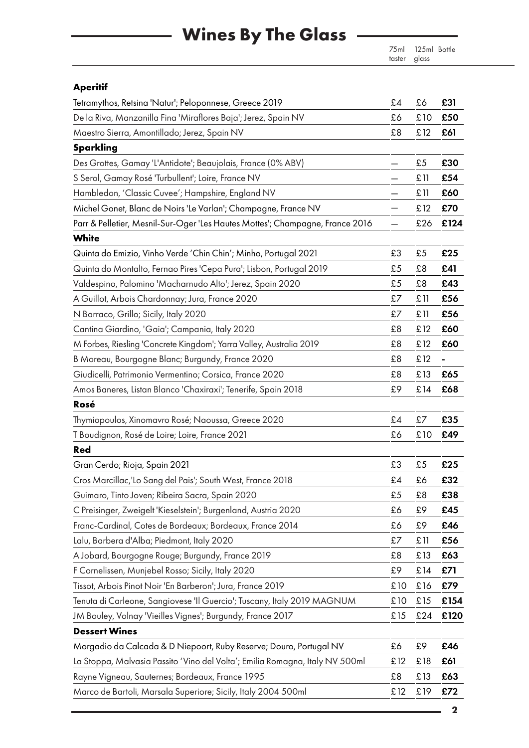# Wines By The Glass

| | 75ml taster | 125ml glass | Bottle |
|---|---|---|---|
| **Aperitif** | | | |
| Tetramythos, Retsina 'Natur'; Peloponnese, Greece 2019 | £4 | £6 | **£31** |
| De la Riva, Manzanilla Fina 'Miraflores Baja'; Jerez, Spain NV | £6 | £10 | **£50** |
| Maestro Sierra, Amontillado; Jerez, Spain NV | £8 | £12 | **£61** |
| **Sparkling** | | | |
| Des Grottes, Gamay 'L'Antidote'; Beaujolais, France (0% ABV) | — | £5 | **£30** |
| S Serol, Gamay Rosé 'Turbullent'; Loire, France NV | — | £11 | **£54** |
| Hambledon, 'Classic Cuvee'; Hampshire, England NV | — | £11 | **£60** |
| Michel Gonet, Blanc de Noirs 'Le Varlan'; Champagne, France NV | — | £12 | **£70** |
| Parr & Pelletier, Mesnil-Sur-Oger 'Les Hautes Mottes'; Champagne, France 2016 | — | £26 | **£124** |
| **White** | | | |
| Quinta do Emizio, Vinho Verde 'Chin Chin'; Minho, Portugal 2021 | £3 | £5 | **£25** |
| Quinta do Montalto, Fernao Pires 'Cepa Pura'; Lisbon, Portugal 2019 | £5 | £8 | **£41** |
| Valdespino, Palomino 'Macharnudo Alto'; Jerez, Spain 2020 | £5 | £8 | **£43** |
| A Guillot, Arbois Chardonnay; Jura, France 2020 | £7 | £11 | **£56** |
| N Barraco, Grillo; Sicily, Italy 2020 | £7 | £11 | **£56** |
| Cantina Giardino, 'Gaia'; Campania, Italy 2020 | £8 | £12 | **£60** |
| M Forbes, Riesling 'Concrete Kingdom'; Yarra Valley, Australia 2019 | £8 | £12 | **£60** |
| B Moreau, Bourgogne Blanc; Burgundy, France 2020 | £8 | £12 | **-** |
| Giudicelli, Patrimonio Vermentino; Corsica, France 2020 | £8 | £13 | **£65** |
| Amos Baneres, Listan Blanco 'Chaxiraxi'; Tenerife, Spain 2018 | £9 | £14 | **£68** |
| **Rosé** | | | |
| Thymiopoulos, Xinomavro Rosé; Naoussa, Greece 2020 | £4 | £7 | **£35** |
| T Boudignon, Rosé de Loire; Loire, France 2021 | £6 | £10 | **£49** |
| **Red** | | | |
| Gran Cerdo; Rioja, Spain 2021 | £3 | £5 | **£25** |
| Cros Marcillac,'Lo Sang del Pais'; South West, France 2018 | £4 | £6 | **£32** |
| Guimaro, Tinto Joven; Ribeira Sacra, Spain 2020 | £5 | £8 | **£38** |
| C Preisinger, Zweigelt 'Kieselstein'; Burgenland, Austria 2020 | £6 | £9 | **£45** |
| Franc-Cardinal, Cotes de Bordeaux; Bordeaux, France 2014 | £6 | £9 | **£46** |
| Lalu, Barbera d'Alba; Piedmont, Italy 2020 | £7 | £11 | **£56** |
| A Jobard, Bourgogne Rouge; Burgundy, France 2019 | £8 | £13 | **£63** |
| F Cornelissen, Munjebel Rosso; Sicily, Italy 2020 | £9 | £14 | **£71** |
| Tissot, Arbois Pinot Noir 'En Barberon'; Jura, France 2019 | £10 | £16 | **£79** |
| Tenuta di Carleone, Sangiovese 'Il Guercio'; Tuscany, Italy 2019 MAGNUM | £10 | £15 | **£154** |
| JM Bouley, Volnay 'Vieilles Vignes'; Burgundy, France 2017 | £15 | £24 | **£120** |
| **Dessert Wines** | | | |
| Morgadio da Calcada & D Niepoort, Ruby Reserve; Douro, Portugal NV | £6 | £9 | **£46** |
| La Stoppa, Malvasia Passito 'Vino del Volta'; Emilia Romagna, Italy NV 500ml | £12 | £18 | **£61** |
| Rayne Vigneau, Sauternes; Bordeaux, France 1995 | £8 | £13 | **£63** |
| Marco de Bartoli, Marsala Superiore; Sicily, Italy 2004 500ml | £12 | £19 | **£72** |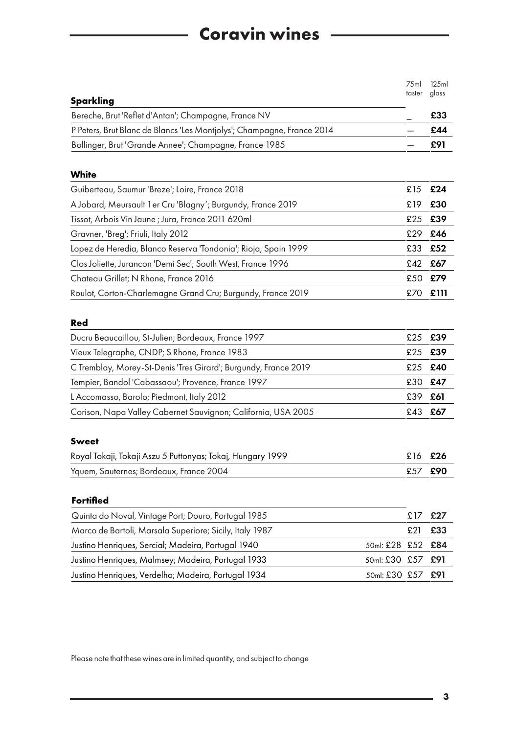# Coravin wines

| Sparkling | 75ml taster | 125ml glass |
|---|---|---|
| Bereche, Brut 'Reflet d'Antan'; Champagne, France NV | _ | **£33** |
| P Peters, Brut Blanc de Blancs 'Les Montjolys'; Champagne, France 2014 | — | **£44** |
| Bollinger, Brut 'Grande Annee'; Champagne, France 1985 | — | **£91** |

| White | | |
|---|---|---|
| Guiberteau, Saumur 'Breze'; Loire, France 2018 | £15 | **£24** |
| A Jobard, Meursault 1er Cru 'Blagny'; Burgundy, France 2019 | £19 | **£30** |
| Tissot, Arbois Vin Jaune ; Jura, France 2011 620ml | £25 | **£39** |
| Gravner, 'Breg'; Friuli, Italy 2012 | £29 | **£46** |
| Lopez de Heredia, Blanco Reserva 'Tondonia'; Rioja, Spain 1999 | £33 | **£52** |
| Clos Joliette, Jurancon 'Demi Sec'; South West, France 1996 | £42 | **£67** |
| Chateau Grillet; N Rhone, France 2016 | £50 | **£79** |
| Roulot, Corton-Charlemagne Grand Cru; Burgundy, France 2019 | £70 | **£111** |

| Red | | |
|---|---|---|
| Ducru Beaucaillou, St-Julien; Bordeaux, France 1997 | £25 | **£39** |
| Vieux Telegraphe, CNDP; S Rhone, France 1983 | £25 | **£39** |
| C Tremblay, Morey-St-Denis 'Tres Girard'; Burgundy, France 2019 | £25 | **£40** |
| Tempier, Bandol 'Cabassaou'; Provence, France 1997 | £30 | **£47** |
| L Accomasso, Barolo; Piedmont, Italy 2012 | £39 | **£61** |
| Corison, Napa Valley Cabernet Sauvignon; California, USA 2005 | £43 | **£67** |

| Sweet | | |
|---|---|---|
| Royal Tokaji, Tokaji Aszu 5 Puttonyas; Tokaj, Hungary 1999 | £16 | **£26** |
| Yquem, Sauternes; Bordeaux, France 2004 | £57 | **£90** |

| Fortified | | | |
|---|---|---|---|
| Quinta do Noval, Vintage Port; Douro, Portugal 1985 | | £17 | **£27** |
| Marco de Bartoli, Marsala Superiore; Sicily, Italy 1987 | | £21 | **£33** |
| Justino Henriques, Sercial; Madeira, Portugal 1940 | 50ml: £28 | £52 | **£84** |
| Justino Henriques, Malmsey; Madeira, Portugal 1933 | 50ml: £30 | £57 | **£91** |
| Justino Henriques, Verdelho; Madeira, Portugal 1934 | 50ml: £30 | £57 | **£91** |

Please note that these wines are in limited quantity, and subject to change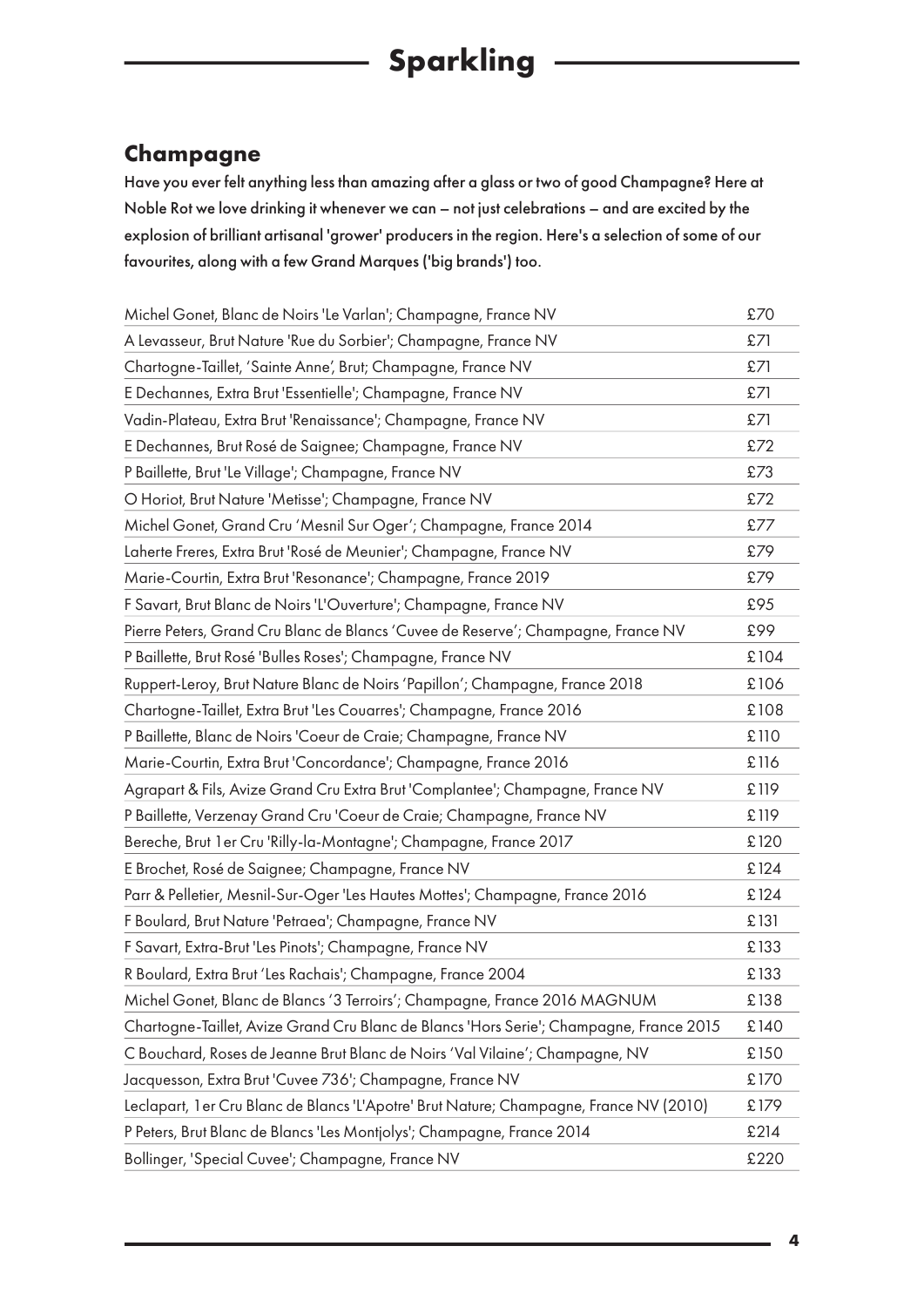# Sparkling

## Champagne

Have you ever felt anything less than amazing after a glass or two of good Champagne? Here at Noble Rot we love drinking it whenever we can – not just celebrations – and are excited by the explosion of brilliant artisanal 'grower' producers in the region. Here's a selection of some of our favourites, along with a few Grand Marques ('big brands') too.

| Wine | Price |
|---|---|
| Michel Gonet, Blanc de Noirs 'Le Varlan'; Champagne, France NV | £70 |
| A Levasseur, Brut Nature 'Rue du Sorbier'; Champagne, France NV | £71 |
| Chartogne-Taillet, 'Sainte Anne', Brut; Champagne, France NV | £71 |
| E Dechannes, Extra Brut 'Essentielle'; Champagne, France NV | £71 |
| Vadin-Plateau, Extra Brut 'Renaissance'; Champagne, France NV | £71 |
| E Dechannes, Brut Rosé de Saignee; Champagne, France NV | £72 |
| P Baillette, Brut 'Le Village'; Champagne, France NV | £73 |
| O Horiot, Brut Nature 'Metisse'; Champagne, France NV | £72 |
| Michel Gonet, Grand Cru 'Mesnil Sur Oger'; Champagne, France 2014 | £77 |
| Laherte Freres, Extra Brut 'Rosé de Meunier'; Champagne, France NV | £79 |
| Marie-Courtin, Extra Brut 'Resonance'; Champagne, France 2019 | £79 |
| F Savart, Brut Blanc de Noirs 'L'Ouverture'; Champagne, France NV | £95 |
| Pierre Peters, Grand Cru Blanc de Blancs 'Cuvee de Reserve'; Champagne, France NV | £99 |
| P Baillette, Brut Rosé 'Bulles Roses'; Champagne, France NV | £104 |
| Ruppert-Leroy, Brut Nature Blanc de Noirs 'Papillon'; Champagne, France 2018 | £106 |
| Chartogne-Taillet, Extra Brut 'Les Couarres'; Champagne, France 2016 | £108 |
| P Baillette, Blanc de Noirs 'Coeur de Craie; Champagne, France NV | £110 |
| Marie-Courtin, Extra Brut 'Concordance'; Champagne, France 2016 | £116 |
| Agrapart & Fils, Avize Grand Cru Extra Brut 'Complantee'; Champagne, France NV | £119 |
| P Baillette, Verzenay Grand Cru 'Coeur de Craie; Champagne, France NV | £119 |
| Bereche, Brut 1er Cru 'Rilly-la-Montagne'; Champagne, France 2017 | £120 |
| E Brochet, Rosé de Saignee; Champagne, France NV | £124 |
| Parr & Pelletier, Mesnil-Sur-Oger 'Les Hautes Mottes'; Champagne, France 2016 | £124 |
| F Boulard, Brut Nature 'Petraea'; Champagne, France NV | £131 |
| F Savart, Extra-Brut 'Les Pinots'; Champagne, France NV | £133 |
| R Boulard, Extra Brut 'Les Rachais'; Champagne, France 2004 | £133 |
| Michel Gonet, Blanc de Blancs '3 Terroirs'; Champagne, France 2016 MAGNUM | £138 |
| Chartogne-Taillet, Avize Grand Cru Blanc de Blancs 'Hors Serie'; Champagne, France 2015 | £140 |
| C Bouchard, Roses de Jeanne Brut Blanc de Noirs 'Val Vilaine'; Champagne, NV | £150 |
| Jacquesson, Extra Brut 'Cuvee 736'; Champagne, France NV | £170 |
| Leclapart, 1er Cru Blanc de Blancs 'L'Apotre' Brut Nature; Champagne, France NV (2010) | £179 |
| P Peters, Brut Blanc de Blancs 'Les Montjolys'; Champagne, France 2014 | £214 |
| Bollinger, 'Special Cuvee'; Champagne, France NV | £220 |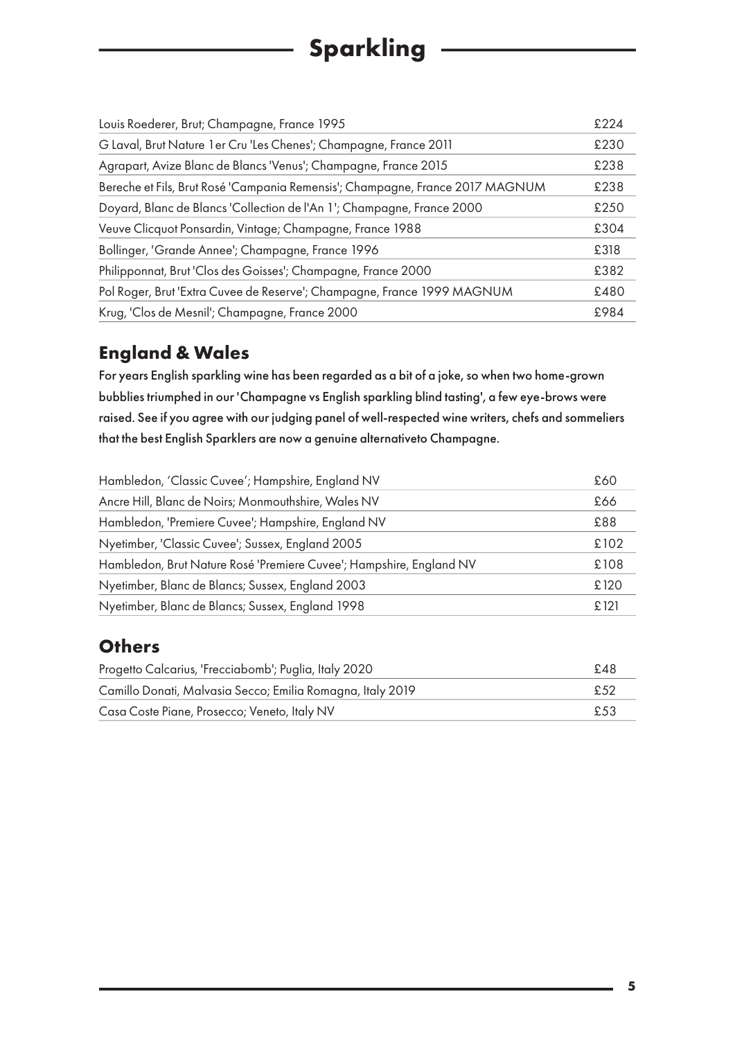# Sparkling

| | |
|---|---|
| Louis Roederer, Brut; Champagne, France 1995 | £224 |
| G Laval, Brut Nature 1er Cru 'Les Chenes'; Champagne, France 2011 | £230 |
| Agrapart, Avize Blanc de Blancs 'Venus'; Champagne, France 2015 | £238 |
| Bereche et Fils, Brut Rosé 'Campania Remensis'; Champagne, France 2017 MAGNUM | £238 |
| Doyard, Blanc de Blancs 'Collection de l'An 1'; Champagne, France 2000 | £250 |
| Veuve Clicquot Ponsardin, Vintage; Champagne, France 1988 | £304 |
| Bollinger, 'Grande Annee'; Champagne, France 1996 | £318 |
| Philipponnat, Brut 'Clos des Goisses'; Champagne, France 2000 | £382 |
| Pol Roger, Brut 'Extra Cuvee de Reserve'; Champagne, France 1999 MAGNUM | £480 |
| Krug, 'Clos de Mesnil'; Champagne, France 2000 | £984 |

## England & Wales

For years English sparkling wine has been regarded as a bit of a joke, so when two home-grown bubblies triumphed in our 'Champagne vs English sparkling blind tasting', a few eye-brows were raised. See if you agree with our judging panel of well-respected wine writers, chefs and sommeliers that the best English Sparklers are now a genuine alternativeto Champagne.

| | |
|---|---|
| Hambledon, 'Classic Cuvee'; Hampshire, England NV | £60 |
| Ancre Hill, Blanc de Noirs; Monmouthshire, Wales NV | £66 |
| Hambledon, 'Premiere Cuvee'; Hampshire, England NV | £88 |
| Nyetimber, 'Classic Cuvee'; Sussex, England 2005 | £102 |
| Hambledon, Brut Nature Rosé 'Premiere Cuvee'; Hampshire, England NV | £108 |
| Nyetimber, Blanc de Blancs; Sussex, England 2003 | £120 |
| Nyetimber, Blanc de Blancs; Sussex, England 1998 | £121 |

## Others

| | |
|---|---|
| Progetto Calcarius, 'Frecciabomb'; Puglia, Italy 2020 | £48 |
| Camillo Donati, Malvasia Secco; Emilia Romagna, Italy 2019 | £52 |
| Casa Coste Piane, Prosecco; Veneto, Italy NV | £53 |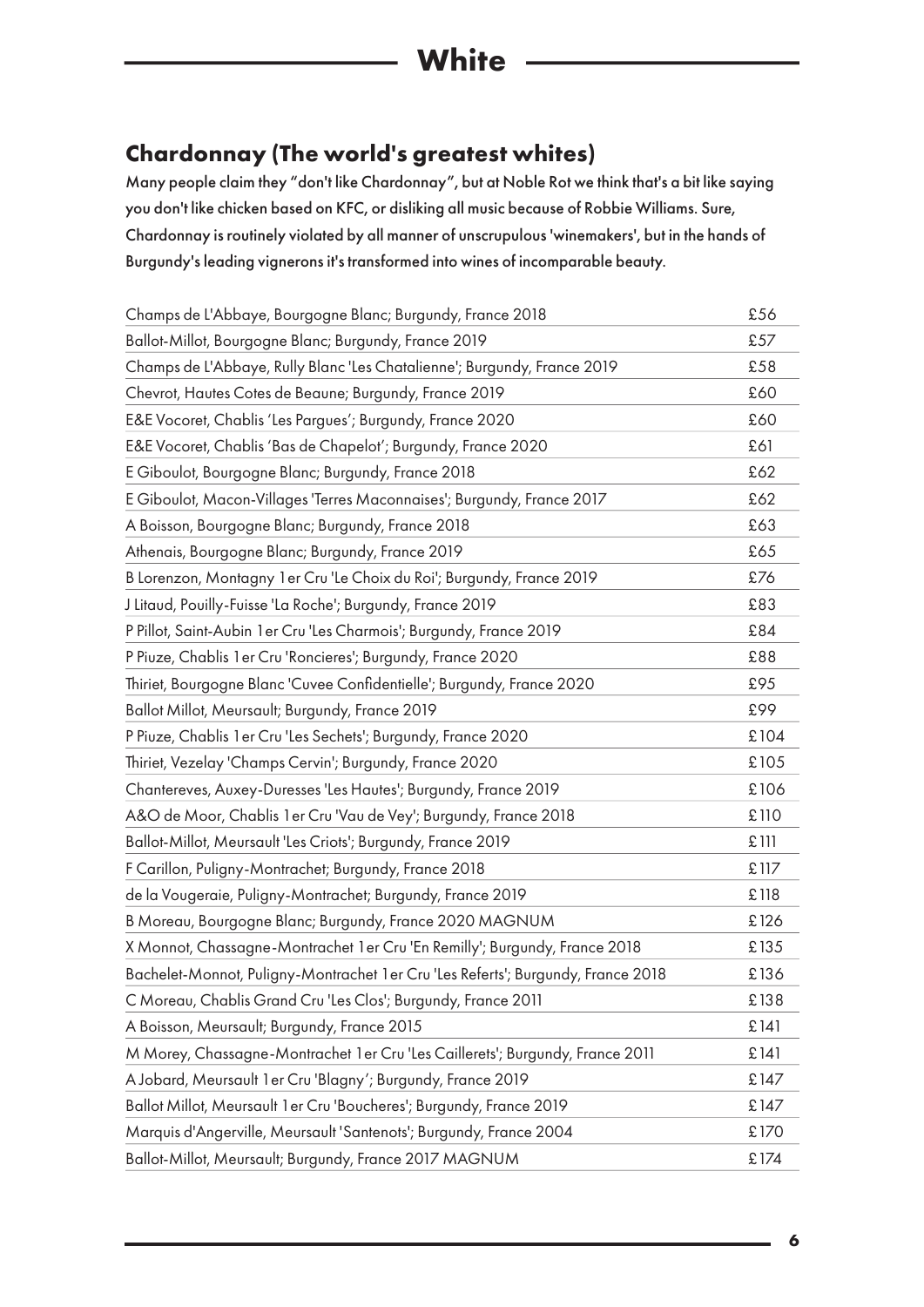# White

## Chardonnay (The world's greatest whites)

Many people claim they "don't like Chardonnay", but at Noble Rot we think that's a bit like saying you don't like chicken based on KFC, or disliking all music because of Robbie Williams. Sure, Chardonnay is routinely violated by all manner of unscrupulous 'winemakers', but in the hands of Burgundy's leading vignerons it's transformed into wines of incomparable beauty.

| Wine | Price |
|---|---|
| Champs de L'Abbaye, Bourgogne Blanc; Burgundy, France 2018 | £56 |
| Ballot-Millot, Bourgogne Blanc; Burgundy, France 2019 | £57 |
| Champs de L'Abbaye, Rully Blanc 'Les Chatalienne'; Burgundy, France 2019 | £58 |
| Chevrot, Hautes Cotes de Beaune; Burgundy, France 2019 | £60 |
| E&E Vocoret, Chablis 'Les Pargues'; Burgundy, France 2020 | £60 |
| E&E Vocoret, Chablis 'Bas de Chapelot'; Burgundy, France 2020 | £61 |
| E Giboulot, Bourgogne Blanc; Burgundy, France 2018 | £62 |
| E Giboulot, Macon-Villages 'Terres Maconnaises'; Burgundy, France 2017 | £62 |
| A Boisson, Bourgogne Blanc; Burgundy, France 2018 | £63 |
| Athenais, Bourgogne Blanc; Burgundy, France 2019 | £65 |
| B Lorenzon, Montagny 1er Cru 'Le Choix du Roi'; Burgundy, France 2019 | £76 |
| J Litaud, Pouilly-Fuisse 'La Roche'; Burgundy, France 2019 | £83 |
| P Pillot, Saint-Aubin 1er Cru 'Les Charmois'; Burgundy, France 2019 | £84 |
| P Piuze, Chablis 1er Cru 'Roncieres'; Burgundy, France 2020 | £88 |
| Thiriet, Bourgogne Blanc 'Cuvee Confidentielle'; Burgundy, France 2020 | £95 |
| Ballot Millot, Meursault; Burgundy, France 2019 | £99 |
| P Piuze, Chablis 1er Cru 'Les Sechets'; Burgundy, France 2020 | £104 |
| Thiriet, Vezelay 'Champs Cervin'; Burgundy, France 2020 | £105 |
| Chantereves, Auxey-Duresses 'Les Hautes'; Burgundy, France 2019 | £106 |
| A&O de Moor, Chablis 1er Cru 'Vau de Vey'; Burgundy, France 2018 | £110 |
| Ballot-Millot, Meursault 'Les Criots'; Burgundy, France 2019 | £111 |
| F Carillon, Puligny-Montrachet; Burgundy, France 2018 | £117 |
| de la Vougeraie, Puligny-Montrachet; Burgundy, France 2019 | £118 |
| B Moreau, Bourgogne Blanc; Burgundy, France 2020 MAGNUM | £126 |
| X Monnot, Chassagne-Montrachet 1er Cru 'En Remilly'; Burgundy, France 2018 | £135 |
| Bachelet-Monnot, Puligny-Montrachet 1er Cru 'Les Referts'; Burgundy, France 2018 | £136 |
| C Moreau, Chablis Grand Cru 'Les Clos'; Burgundy, France 2011 | £138 |
| A Boisson, Meursault; Burgundy, France 2015 | £141 |
| M Morey, Chassagne-Montrachet 1er Cru 'Les Caillerets'; Burgundy, France 2011 | £141 |
| A Jobard, Meursault 1er Cru 'Blagny'; Burgundy, France 2019 | £147 |
| Ballot Millot, Meursault 1er Cru 'Boucheres'; Burgundy, France 2019 | £147 |
| Marquis d'Angerville, Meursault 'Santenots'; Burgundy, France 2004 | £170 |
| Ballot-Millot, Meursault; Burgundy, France 2017 MAGNUM | £174 |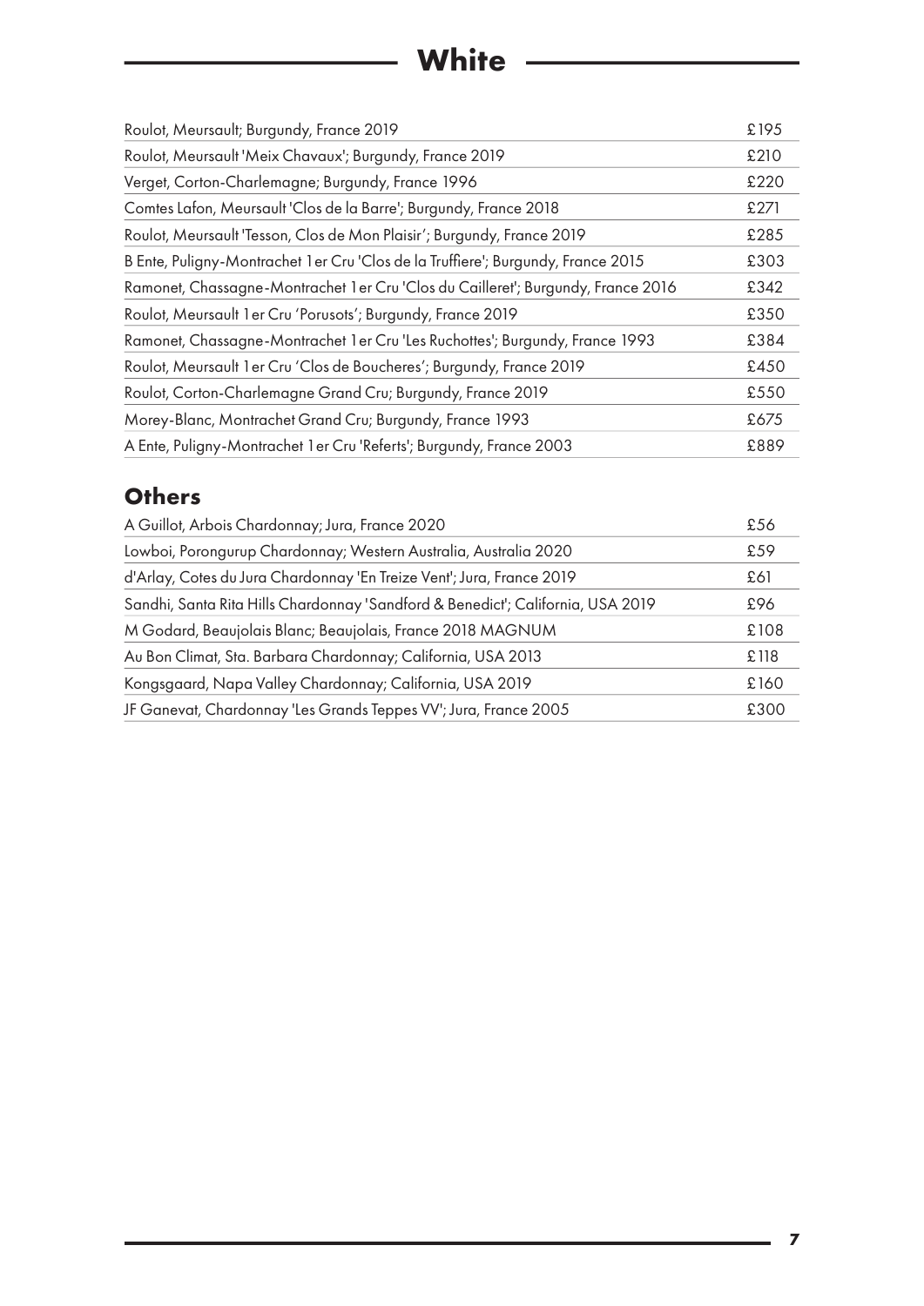# White

| | |
|---|---|
| Roulot, Meursault; Burgundy, France 2019 | £195 |
| Roulot, Meursault 'Meix Chavaux'; Burgundy, France 2019 | £210 |
| Verget, Corton-Charlemagne; Burgundy, France 1996 | £220 |
| Comtes Lafon, Meursault 'Clos de la Barre'; Burgundy, France 2018 | £271 |
| Roulot, Meursault 'Tesson, Clos de Mon Plaisir'; Burgundy, France 2019 | £285 |
| B Ente, Puligny-Montrachet 1er Cru 'Clos de la Truffiere'; Burgundy, France 2015 | £303 |
| Ramonet, Chassagne-Montrachet 1er Cru 'Clos du Cailleret'; Burgundy, France 2016 | £342 |
| Roulot, Meursault 1er Cru 'Porusots'; Burgundy, France 2019 | £350 |
| Ramonet, Chassagne-Montrachet 1er Cru 'Les Ruchottes'; Burgundy, France 1993 | £384 |
| Roulot, Meursault 1er Cru 'Clos de Boucheres'; Burgundy, France 2019 | £450 |
| Roulot, Corton-Charlemagne Grand Cru; Burgundy, France 2019 | £550 |
| Morey-Blanc, Montrachet Grand Cru; Burgundy, France 1993 | £675 |
| A Ente, Puligny-Montrachet 1er Cru 'Referts'; Burgundy, France 2003 | £889 |

## Others

| | |
|---|---|
| A Guillot, Arbois Chardonnay; Jura, France 2020 | £56 |
| Lowboi, Porongurup Chardonnay; Western Australia, Australia 2020 | £59 |
| d'Arlay, Cotes du Jura Chardonnay 'En Treize Vent'; Jura, France 2019 | £61 |
| Sandhi, Santa Rita Hills Chardonnay 'Sandford & Benedict'; California, USA 2019 | £96 |
| M Godard, Beaujolais Blanc; Beaujolais, France 2018 MAGNUM | £108 |
| Au Bon Climat, Sta. Barbara Chardonnay; California, USA 2013 | £118 |
| Kongsgaard, Napa Valley Chardonnay; California, USA 2019 | £160 |
| JF Ganevat, Chardonnay 'Les Grands Teppes VV'; Jura, France 2005 | £300 |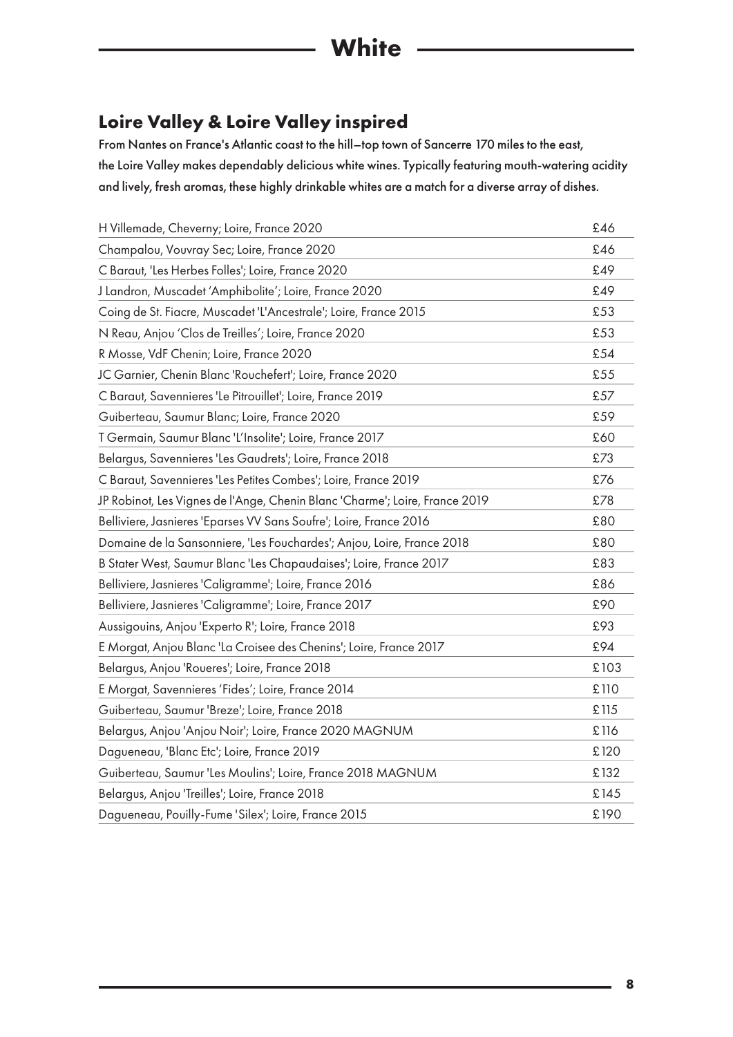# White

## Loire Valley & Loire Valley inspired

From Nantes on France's Atlantic coast to the hill–top town of Sancerre 170 miles to the east, the Loire Valley makes dependably delicious white wines. Typically featuring mouth-watering acidity and lively, fresh aromas, these highly drinkable whites are a match for a diverse array of dishes.

| Wine | Price |
|---|---|
| H Villemade, Cheverny; Loire, France 2020 | £46 |
| Champalou, Vouvray Sec; Loire, France 2020 | £46 |
| C Baraut, 'Les Herbes Folles'; Loire, France 2020 | £49 |
| J Landron, Muscadet 'Amphibolite'; Loire, France 2020 | £49 |
| Coing de St. Fiacre, Muscadet 'L'Ancestrale'; Loire, France 2015 | £53 |
| N Reau, Anjou 'Clos de Treilles'; Loire, France 2020 | £53 |
| R Mosse, VdF Chenin; Loire, France 2020 | £54 |
| JC Garnier, Chenin Blanc 'Rouchefert'; Loire, France 2020 | £55 |
| C Baraut, Savennieres 'Le Pitrouillet'; Loire, France 2019 | £57 |
| Guiberteau, Saumur Blanc; Loire, France 2020 | £59 |
| T Germain, Saumur Blanc 'L'Insolite'; Loire, France 2017 | £60 |
| Belargus, Savennieres 'Les Gaudrets'; Loire, France 2018 | £73 |
| C Baraut, Savennieres 'Les Petites Combes'; Loire, France 2019 | £76 |
| JP Robinot, Les Vignes de l'Ange, Chenin Blanc 'Charme'; Loire, France 2019 | £78 |
| Belliviere, Jasnieres 'Eparses VV Sans Soufre'; Loire, France 2016 | £80 |
| Domaine de la Sansonniere, 'Les Fouchardes'; Anjou, Loire, France 2018 | £80 |
| B Stater West, Saumur Blanc 'Les Chapaudaises'; Loire, France 2017 | £83 |
| Belliviere, Jasnieres 'Caligramme'; Loire, France 2016 | £86 |
| Belliviere, Jasnieres 'Caligramme'; Loire, France 2017 | £90 |
| Aussigouins, Anjou 'Experto R'; Loire, France 2018 | £93 |
| E Morgat, Anjou Blanc 'La Croisee des Chenins'; Loire, France 2017 | £94 |
| Belargus, Anjou 'Roueres'; Loire, France 2018 | £103 |
| E Morgat, Savennieres 'Fides'; Loire, France 2014 | £110 |
| Guiberteau, Saumur 'Breze'; Loire, France 2018 | £115 |
| Belargus, Anjou 'Anjou Noir'; Loire, France 2020 MAGNUM | £116 |
| Dagueneau, 'Blanc Etc'; Loire, France 2019 | £120 |
| Guiberteau, Saumur 'Les Moulins'; Loire, France 2018 MAGNUM | £132 |
| Belargus, Anjou 'Treilles'; Loire, France 2018 | £145 |
| Dagueneau, Pouilly-Fume 'Silex'; Loire, France 2015 | £190 |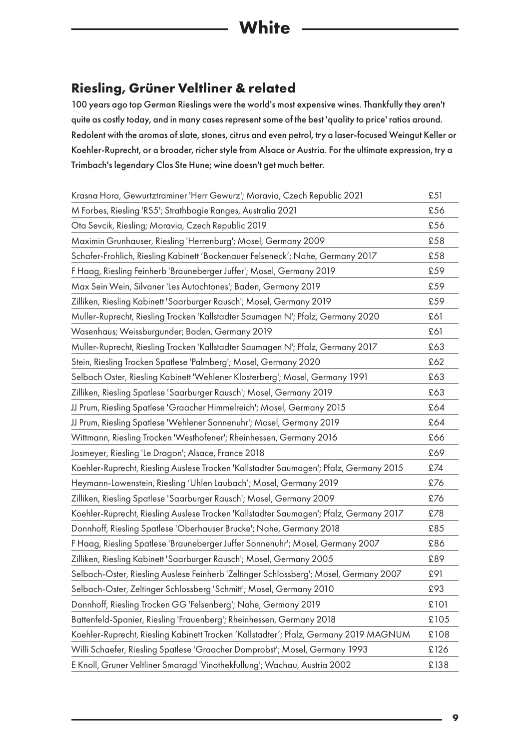# White

## Riesling, Grüner Veltliner & related

100 years ago top German Rieslings were the world's most expensive wines. Thankfully they aren't quite as costly today, and in many cases represent some of the best 'quality to price' ratios around. Redolent with the aromas of slate, stones, citrus and even petrol, try a laser-focused Weingut Keller or Koehler-Ruprecht, or a broader, richer style from Alsace or Austria. For the ultimate expression, try a Trimbach's legendary Clos Ste Hune; wine doesn't get much better.

| Wine | Price |
|---|---|
| Krasna Hora, Gewurtztraminer 'Herr Gewurz'; Moravia, Czech Republic 2021 | £51 |
| M Forbes, Riesling 'RS5'; Strathbogie Ranges, Australia 2021 | £56 |
| Ota Sevcik, Riesling; Moravia, Czech Republic 2019 | £56 |
| Maximin Grunhauser, Riesling 'Herrenburg'; Mosel, Germany 2009 | £58 |
| Schafer-Frohlich, Riesling Kabinett 'Bockenauer Felseneck'; Nahe, Germany 2017 | £58 |
| F Haag, Riesling Feinherb 'Brauneberger Juffer'; Mosel, Germany 2019 | £59 |
| Max Sein Wein, Silvaner 'Les Autochtones'; Baden, Germany 2019 | £59 |
| Zilliken, Riesling Kabinett 'Saarburger Rausch'; Mosel, Germany 2019 | £59 |
| Muller-Ruprecht, Riesling Trocken 'Kallstadter Saumagen N'; Pfalz, Germany 2020 | £61 |
| Wasenhaus; Weissburgunder; Baden, Germany 2019 | £61 |
| Muller-Ruprecht, Riesling Trocken 'Kallstadter Saumagen N'; Pfalz, Germany 2017 | £63 |
| Stein, Riesling Trocken Spatlese 'Palmberg'; Mosel, Germany 2020 | £62 |
| Selbach Oster, Riesling Kabinett 'Wehlener Klosterberg'; Mosel, Germany 1991 | £63 |
| Zilliken, Riesling Spatlese 'Saarburger Rausch'; Mosel, Germany 2019 | £63 |
| JJ Prum, Riesling Spatlese 'Graacher Himmelreich'; Mosel, Germany 2015 | £64 |
| JJ Prum, Riesling Spatlese 'Wehlener Sonnenuhr'; Mosel, Germany 2019 | £64 |
| Wittmann, Riesling Trocken 'Westhofener'; Rheinhessen, Germany 2016 | £66 |
| Josmeyer, Riesling 'Le Dragon'; Alsace, France 2018 | £69 |
| Koehler-Ruprecht, Riesling Auslese Trocken 'Kallstadter Saumagen'; Pfalz, Germany 2015 | £74 |
| Heymann-Lowenstein, Riesling 'Uhlen Laubach'; Mosel, Germany 2019 | £76 |
| Zilliken, Riesling Spatlese 'Saarburger Rausch'; Mosel, Germany 2009 | £76 |
| Koehler-Ruprecht, Riesling Auslese Trocken 'Kallstadter Saumagen'; Pfalz, Germany 2017 | £78 |
| Donnhoff, Riesling Spatlese 'Oberhauser Brucke'; Nahe, Germany 2018 | £85 |
| F Haag, Riesling Spatlese 'Brauneberger Juffer Sonnenuhr'; Mosel, Germany 2007 | £86 |
| Zilliken, Riesling Kabinett 'Saarburger Rausch'; Mosel, Germany 2005 | £89 |
| Selbach-Oster, Riesling Auslese Feinherb 'Zeltinger Schlossberg'; Mosel, Germany 2007 | £91 |
| Selbach-Oster, Zeltinger Schlossberg 'Schmitt'; Mosel, Germany 2010 | £93 |
| Donnhoff, Riesling Trocken GG 'Felsenberg'; Nahe, Germany 2019 | £101 |
| Battenfeld-Spanier, Riesling 'Frauenberg'; Rheinhessen, Germany 2018 | £105 |
| Koehler-Ruprecht, Riesling Kabinett Trocken 'Kallstadter'; Pfalz, Germany 2019 MAGNUM | £108 |
| Willi Schaefer, Riesling Spatlese 'Graacher Domprobst'; Mosel, Germany 1993 | £126 |
| E Knoll, Gruner Veltliner Smaragd 'Vinothekfullung'; Wachau, Austria 2002 | £138 |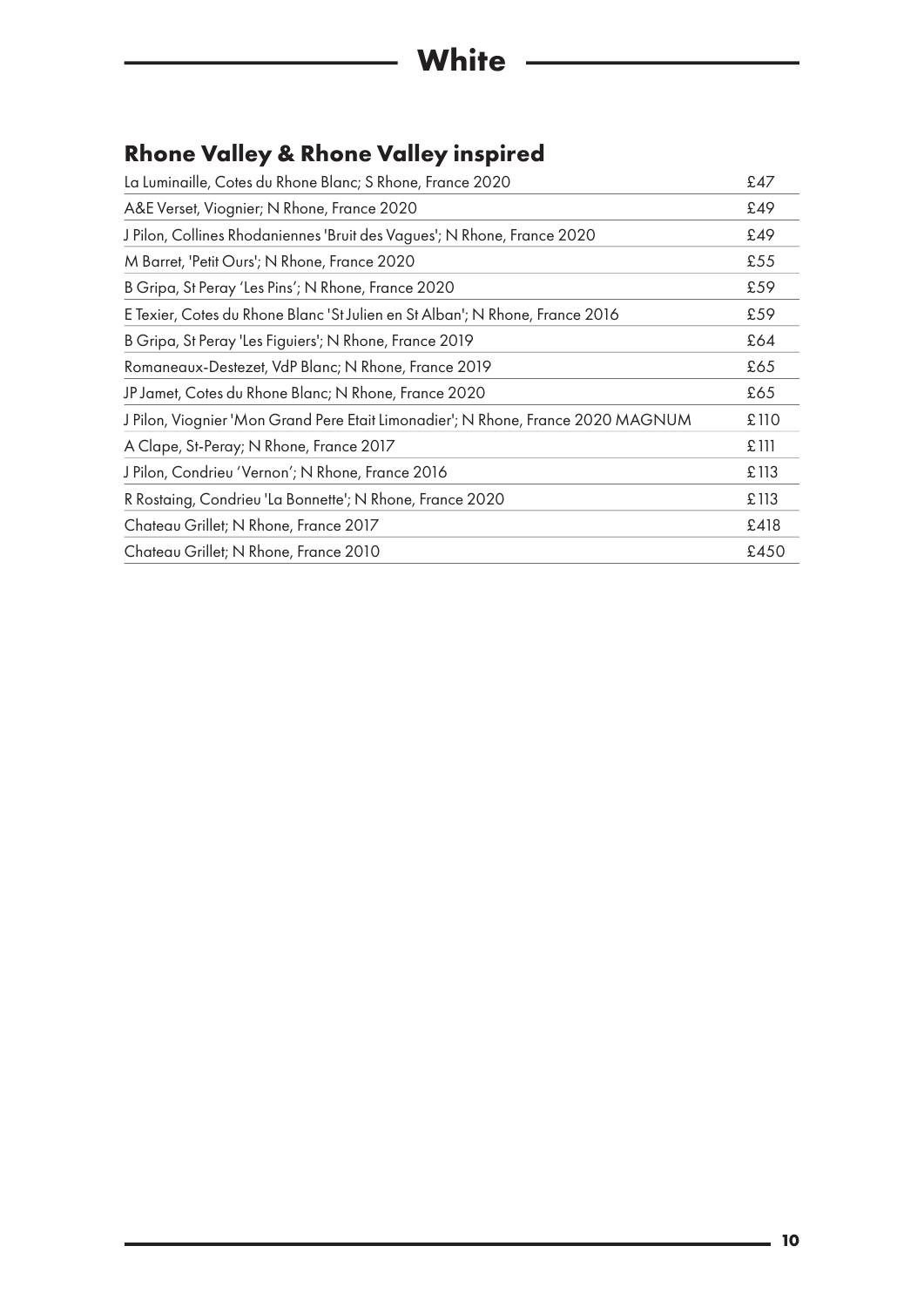# White

## Rhone Valley & Rhone Valley inspired

| | |
|---|---|
| La Luminaille, Cotes du Rhone Blanc; S Rhone, France 2020 | £47 |
| A&E Verset, Viognier; N Rhone, France 2020 | £49 |
| J Pilon, Collines Rhodaniennes 'Bruit des Vagues'; N Rhone, France 2020 | £49 |
| M Barret, 'Petit Ours'; N Rhone, France 2020 | £55 |
| B Gripa, St Peray 'Les Pins'; N Rhone, France 2020 | £59 |
| E Texier, Cotes du Rhone Blanc 'St Julien en St Alban'; N Rhone, France 2016 | £59 |
| B Gripa, St Peray 'Les Figuiers'; N Rhone, France 2019 | £64 |
| Romaneaux-Destezet, VdP Blanc; N Rhone, France 2019 | £65 |
| JP Jamet, Cotes du Rhone Blanc; N Rhone, France 2020 | £65 |
| J Pilon, Viognier 'Mon Grand Pere Etait Limonadier'; N Rhone, France 2020 MAGNUM | £110 |
| A Clape, St-Peray; N Rhone, France 2017 | £111 |
| J Pilon, Condrieu 'Vernon'; N Rhone, France 2016 | £113 |
| R Rostaing, Condrieu 'La Bonnette'; N Rhone, France 2020 | £113 |
| Chateau Grillet; N Rhone, France 2017 | £418 |
| Chateau Grillet; N Rhone, France 2010 | £450 |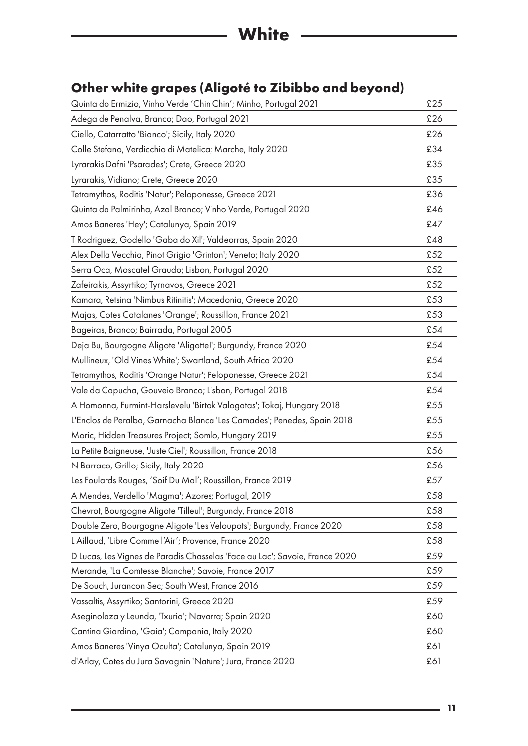# White

## Other white grapes (Aligoté to Zibibbo and beyond)

| Wine | Price |
|---|---|
| Quinta do Ermizio, Vinho Verde 'Chin Chin'; Minho, Portugal 2021 | £25 |
| Adega de Penalva, Branco; Dao, Portugal 2021 | £26 |
| Ciello, Catarratto 'Bianco'; Sicily, Italy 2020 | £26 |
| Colle Stefano, Verdicchio di Matelica; Marche, Italy 2020 | £34 |
| Lyrarakis Dafni 'Psarades'; Crete, Greece 2020 | £35 |
| Lyrarakis, Vidiano; Crete, Greece 2020 | £35 |
| Tetramythos, Roditis 'Natur'; Peloponesse, Greece 2021 | £36 |
| Quinta da Palmirinha, Azal Branco; Vinho Verde, Portugal 2020 | £46 |
| Amos Baneres 'Hey'; Catalunya, Spain 2019 | £47 |
| T Rodriguez, Godello 'Gaba do Xil'; Valdeorras, Spain 2020 | £48 |
| Alex Della Vecchia, Pinot Grigio 'Grinton'; Veneto; Italy 2020 | £52 |
| Serra Oca, Moscatel Graudo; Lisbon, Portugal 2020 | £52 |
| Zafeirakis, Assyrtiko; Tyrnavos, Greece 2021 | £52 |
| Kamara, Retsina 'Nimbus Ritinitis'; Macedonia, Greece 2020 | £53 |
| Majas, Cotes Catalanes 'Orange'; Roussillon, France 2021 | £53 |
| Bageiras, Branco; Bairrada, Portugal 2005 | £54 |
| Deja Bu, Bourgogne Aligote 'Aligotte!'; Burgundy, France 2020 | £54 |
| Mullineux, 'Old Vines White'; Swartland, South Africa 2020 | £54 |
| Tetramythos, Roditis 'Orange Natur'; Peloponesse, Greece 2021 | £54 |
| Vale da Capucha, Gouveio Branco; Lisbon, Portugal 2018 | £54 |
| A Homonna, Furmint-Harslevelu 'Birtok Valogatas'; Tokaj, Hungary 2018 | £55 |
| L'Enclos de Peralba, Garnacha Blanca 'Les Camades'; Penedes, Spain 2018 | £55 |
| Moric, Hidden Treasures Project; Somlo, Hungary 2019 | £55 |
| La Petite Baigneuse, 'Juste Ciel'; Roussillon, France 2018 | £56 |
| N Barraco, Grillo; Sicily, Italy 2020 | £56 |
| Les Foulards Rouges, 'Soif Du Mal'; Roussillon, France 2019 | £57 |
| A Mendes, Verdello 'Magma'; Azores; Portugal, 2019 | £58 |
| Chevrot, Bourgogne Aligote 'Tilleul'; Burgundy, France 2018 | £58 |
| Double Zero, Bourgogne Aligote 'Les Veloupots'; Burgundy, France 2020 | £58 |
| L Aillaud, 'Libre Comme l'Air'; Provence, France 2020 | £58 |
| D Lucas, Les Vignes de Paradis Chasselas 'Face au Lac'; Savoie, France 2020 | £59 |
| Merande, 'La Comtesse Blanche'; Savoie, France 2017 | £59 |
| De Souch, Jurancon Sec; South West, France 2016 | £59 |
| Vassaltis, Assyrtiko; Santorini, Greece 2020 | £59 |
| Aseginolaza y Leunda, 'Txuria'; Navarra; Spain 2020 | £60 |
| Cantina Giardino, 'Gaia'; Campania, Italy 2020 | £60 |
| Amos Baneres 'Vinya Oculta'; Catalunya, Spain 2019 | £61 |
| d'Arlay, Cotes du Jura Savagnin 'Nature'; Jura, France 2020 | £61 |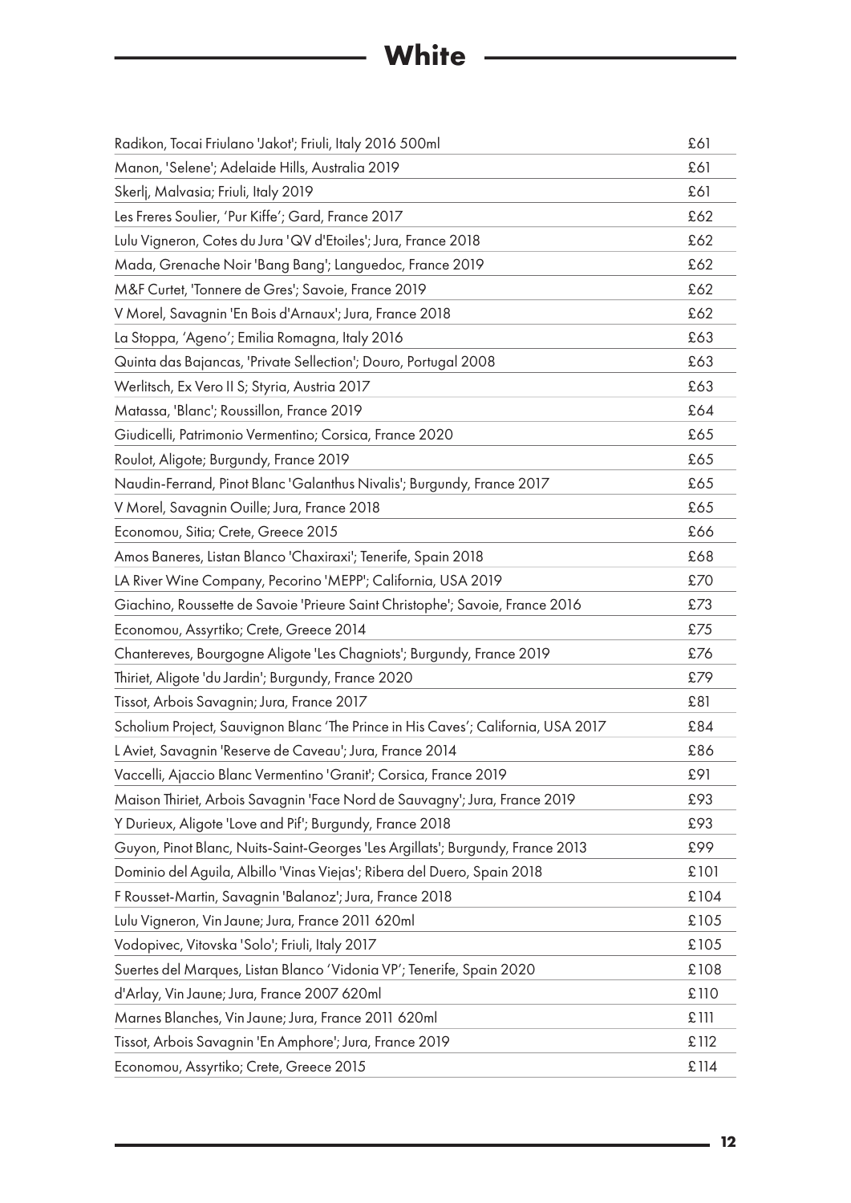# White

| | |
|---|---|
| Radikon, Tocai Friulano 'Jakot'; Friuli, Italy 2016 500ml | £61 |
| Manon, 'Selene'; Adelaide Hills, Australia 2019 | £61 |
| Skerlj, Malvasia; Friuli, Italy 2019 | £61 |
| Les Freres Soulier, 'Pur Kiffe'; Gard, France 2017 | £62 |
| Lulu Vigneron, Cotes du Jura 'QV d'Etoiles'; Jura, France 2018 | £62 |
| Mada, Grenache Noir 'Bang Bang'; Languedoc, France 2019 | £62 |
| M&F Curtet, 'Tonnere de Gres'; Savoie, France 2019 | £62 |
| V Morel, Savagnin 'En Bois d'Arnaux'; Jura, France 2018 | £62 |
| La Stoppa, 'Ageno'; Emilia Romagna, Italy 2016 | £63 |
| Quinta das Bajancas, 'Private Sellection'; Douro, Portugal 2008 | £63 |
| Werlitsch, Ex Vero II S; Styria, Austria 2017 | £63 |
| Matassa, 'Blanc'; Roussillon, France 2019 | £64 |
| Giudicelli, Patrimonio Vermentino; Corsica, France 2020 | £65 |
| Roulot, Aligote; Burgundy, France 2019 | £65 |
| Naudin-Ferrand, Pinot Blanc 'Galanthus Nivalis'; Burgundy, France 2017 | £65 |
| V Morel, Savagnin Ouille; Jura, France 2018 | £65 |
| Economou, Sitia; Crete, Greece 2015 | £66 |
| Amos Baneres, Listan Blanco 'Chaxiraxi'; Tenerife, Spain 2018 | £68 |
| LA River Wine Company, Pecorino 'MEPP'; California, USA 2019 | £70 |
| Giachino, Roussette de Savoie 'Prieure Saint Christophe'; Savoie, France 2016 | £73 |
| Economou, Assyrtiko; Crete, Greece 2014 | £75 |
| Chantereves, Bourgogne Aligote 'Les Chagniots'; Burgundy, France 2019 | £76 |
| Thiriet, Aligote 'du Jardin'; Burgundy, France 2020 | £79 |
| Tissot, Arbois Savagnin; Jura, France 2017 | £81 |
| Scholium Project, Sauvignon Blanc 'The Prince in His Caves'; California, USA 2017 | £84 |
| L Aviet, Savagnin 'Reserve de Caveau'; Jura, France 2014 | £86 |
| Vaccelli, Ajaccio Blanc Vermentino 'Granit'; Corsica, France 2019 | £91 |
| Maison Thiriet, Arbois Savagnin 'Face Nord de Sauvagny'; Jura, France 2019 | £93 |
| Y Durieux, Aligote 'Love and Pif'; Burgundy, France 2018 | £93 |
| Guyon, Pinot Blanc, Nuits-Saint-Georges 'Les Argillats'; Burgundy, France 2013 | £99 |
| Dominio del Aguila, Albillo 'Vinas Viejas'; Ribera del Duero, Spain 2018 | £101 |
| F Rousset-Martin, Savagnin 'Balanoz'; Jura, France 2018 | £104 |
| Lulu Vigneron, Vin Jaune; Jura, France 2011 620ml | £105 |
| Vodopivec, Vitovska 'Solo'; Friuli, Italy 2017 | £105 |
| Suertes del Marques, Listan Blanco 'Vidonia VP'; Tenerife, Spain 2020 | £108 |
| d'Arlay, Vin Jaune; Jura, France 2007 620ml | £110 |
| Marnes Blanches, Vin Jaune; Jura, France 2011 620ml | £111 |
| Tissot, Arbois Savagnin 'En Amphore'; Jura, France 2019 | £112 |
| Economou, Assyrtiko; Crete, Greece 2015 | £114 |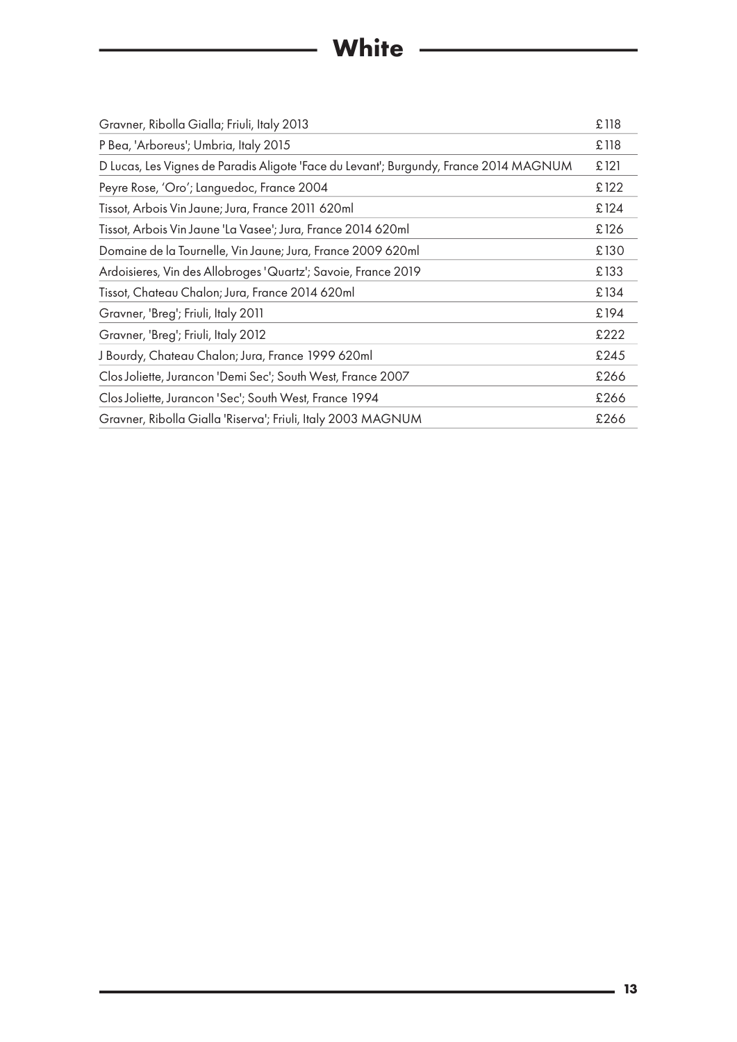# White

| | |
|---|---|
| Gravner, Ribolla Gialla; Friuli, Italy 2013 | £118 |
| P Bea, 'Arboreus'; Umbria, Italy 2015 | £118 |
| D Lucas, Les Vignes de Paradis Aligote 'Face du Levant'; Burgundy, France 2014 MAGNUM | £121 |
| Peyre Rose, 'Oro'; Languedoc, France 2004 | £122 |
| Tissot, Arbois Vin Jaune; Jura, France 2011 620ml | £124 |
| Tissot, Arbois Vin Jaune 'La Vasee'; Jura, France 2014 620ml | £126 |
| Domaine de la Tournelle, Vin Jaune; Jura, France 2009 620ml | £130 |
| Ardoisieres, Vin des Allobroges 'Quartz'; Savoie, France 2019 | £133 |
| Tissot, Chateau Chalon; Jura, France 2014 620ml | £134 |
| Gravner, 'Breg'; Friuli, Italy 2011 | £194 |
| Gravner, 'Breg'; Friuli, Italy 2012 | £222 |
| J Bourdy, Chateau Chalon; Jura, France 1999 620ml | £245 |
| Clos Joliette, Jurancon 'Demi Sec'; South West, France 2007 | £266 |
| Clos Joliette, Jurancon 'Sec'; South West, France 1994 | £266 |
| Gravner, Ribolla Gialla 'Riserva'; Friuli, Italy 2003 MAGNUM | £266 |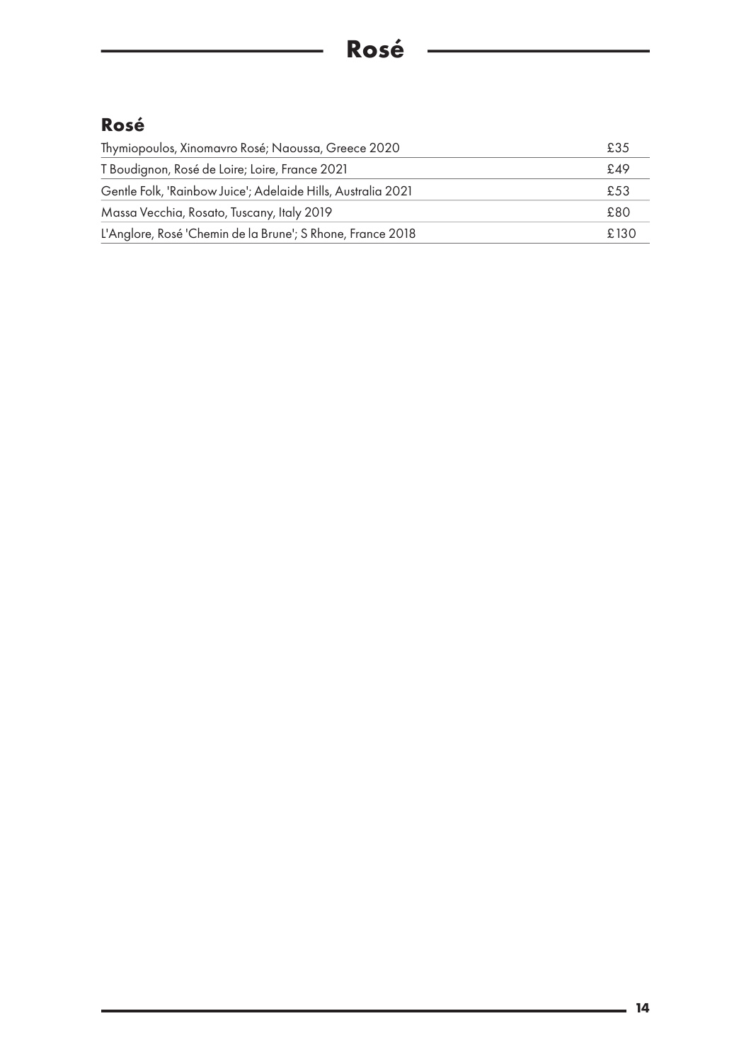# Rosé

## Rosé

| | |
|---|---|
| Thymiopoulos, Xinomavro Rosé; Naoussa, Greece 2020 | £35 |
| T Boudignon, Rosé de Loire; Loire, France 2021 | £49 |
| Gentle Folk, 'Rainbow Juice'; Adelaide Hills, Australia 2021 | £53 |
| Massa Vecchia, Rosato, Tuscany, Italy 2019 | £80 |
| L'Anglore, Rosé 'Chemin de la Brune'; S Rhone, France 2018 | £130 |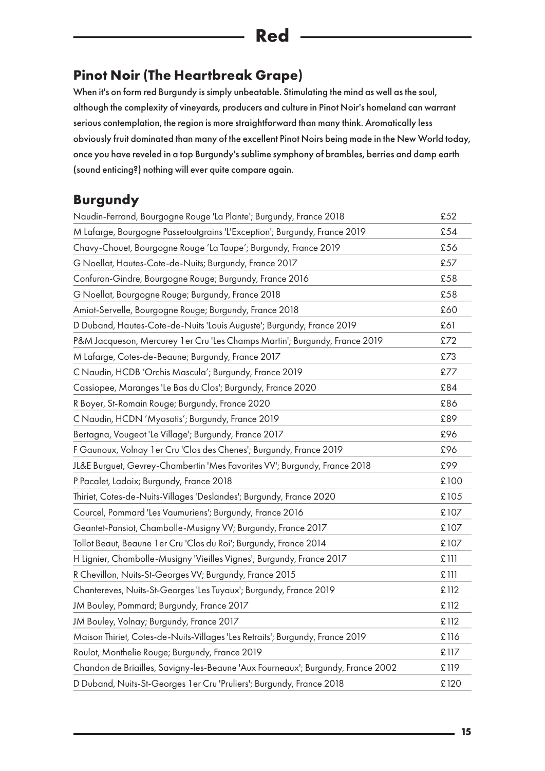# Red

## Pinot Noir (The Heartbreak Grape)

When it's on form red Burgundy is simply unbeatable. Stimulating the mind as well as the soul, although the complexity of vineyards, producers and culture in Pinot Noir's homeland can warrant serious contemplation, the region is more straightforward than many think. Aromatically less obviously fruit dominated than many of the excellent Pinot Noirs being made in the New World today, once you have reveled in a top Burgundy's sublime symphony of brambles, berries and damp earth (sound enticing?) nothing will ever quite compare again.

## Burgundy

| Wine | Price |
|---|---|
| Naudin-Ferrand, Bourgogne Rouge 'La Plante'; Burgundy, France 2018 | £52 |
| M Lafarge, Bourgogne Passetoutgrains 'L'Exception'; Burgundy, France 2019 | £54 |
| Chavy-Chouet, Bourgogne Rouge 'La Taupe'; Burgundy, France 2019 | £56 |
| G Noellat, Hautes-Cote-de-Nuits; Burgundy, France 2017 | £57 |
| Confuron-Gindre, Bourgogne Rouge; Burgundy, France 2016 | £58 |
| G Noellat, Bourgogne Rouge; Burgundy, France 2018 | £58 |
| Amiot-Servelle, Bourgogne Rouge; Burgundy, France 2018 | £60 |
| D Duband, Hautes-Cote-de-Nuits 'Louis Auguste'; Burgundy, France 2019 | £61 |
| P&M Jacqueson, Mercurey 1er Cru 'Les Champs Martin'; Burgundy, France 2019 | £72 |
| M Lafarge, Cotes-de-Beaune; Burgundy, France 2017 | £73 |
| C Naudin, HCDB 'Orchis Mascula'; Burgundy, France 2019 | £77 |
| Cassiopee, Maranges 'Le Bas du Clos'; Burgundy, France 2020 | £84 |
| R Boyer, St-Romain Rouge; Burgundy, France 2020 | £86 |
| C Naudin, HCDN 'Myosotis'; Burgundy, France 2019 | £89 |
| Bertagna, Vougeot 'Le Village'; Burgundy, France 2017 | £96 |
| F Gaunoux, Volnay 1er Cru 'Clos des Chenes'; Burgundy, France 2019 | £96 |
| JL&E Burguet, Gevrey-Chambertin 'Mes Favorites VV'; Burgundy, France 2018 | £99 |
| P Pacalet, Ladoix; Burgundy, France 2018 | £100 |
| Thiriet, Cotes-de-Nuits-Villages 'Deslandes'; Burgundy, France 2020 | £105 |
| Courcel, Pommard 'Les Vaumuriens'; Burgundy, France 2016 | £107 |
| Geantet-Pansiot, Chambolle-Musigny VV; Burgundy, France 2017 | £107 |
| Tollot Beaut, Beaune 1er Cru 'Clos du Roi'; Burgundy, France 2014 | £107 |
| H Lignier, Chambolle-Musigny 'Vieilles Vignes'; Burgundy, France 2017 | £111 |
| R Chevillon, Nuits-St-Georges VV; Burgundy, France 2015 | £111 |
| Chantereves, Nuits-St-Georges 'Les Tuyaux'; Burgundy, France 2019 | £112 |
| JM Bouley, Pommard; Burgundy, France 2017 | £112 |
| JM Bouley, Volnay; Burgundy, France 2017 | £112 |
| Maison Thiriet, Cotes-de-Nuits-Villages 'Les Retraits'; Burgundy, France 2019 | £116 |
| Roulot, Monthelie Rouge; Burgundy, France 2019 | £117 |
| Chandon de Briailles, Savigny-les-Beaune 'Aux Fourneaux'; Burgundy, France 2002 | £119 |
| D Duband, Nuits-St-Georges 1er Cru 'Pruliers'; Burgundy, France 2018 | £120 |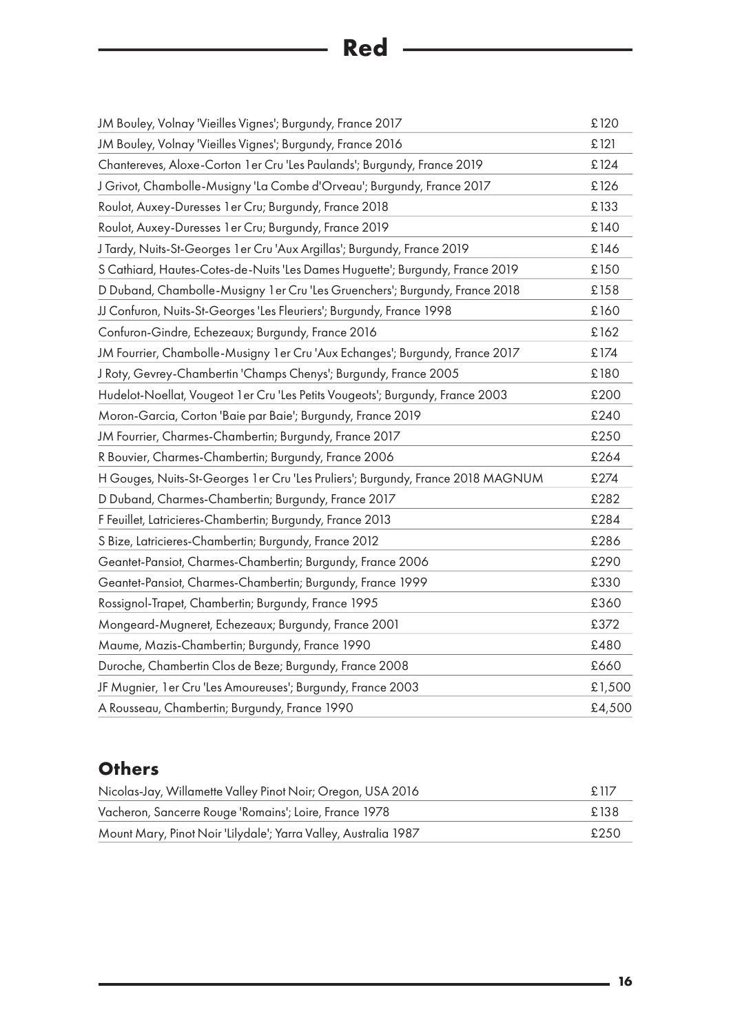# Red

| | |
|---|---|
| JM Bouley, Volnay 'Vieilles Vignes'; Burgundy, France 2017 | £120 |
| JM Bouley, Volnay 'Vieilles Vignes'; Burgundy, France 2016 | £121 |
| Chantereves, Aloxe-Corton 1er Cru 'Les Paulands'; Burgundy, France 2019 | £124 |
| J Grivot, Chambolle-Musigny 'La Combe d'Orveau'; Burgundy, France 2017 | £126 |
| Roulot, Auxey-Duresses 1er Cru; Burgundy, France 2018 | £133 |
| Roulot, Auxey-Duresses 1er Cru; Burgundy, France 2019 | £140 |
| J Tardy, Nuits-St-Georges 1er Cru 'Aux Argillas'; Burgundy, France 2019 | £146 |
| S Cathiard, Hautes-Cotes-de-Nuits 'Les Dames Huguette'; Burgundy, France 2019 | £150 |
| D Duband, Chambolle-Musigny 1er Cru 'Les Gruenchers'; Burgundy, France 2018 | £158 |
| JJ Confuron, Nuits-St-Georges 'Les Fleuriers'; Burgundy, France 1998 | £160 |
| Confuron-Gindre, Echezeaux; Burgundy, France 2016 | £162 |
| JM Fourrier, Chambolle-Musigny 1er Cru 'Aux Echanges'; Burgundy, France 2017 | £174 |
| J Roty, Gevrey-Chambertin 'Champs Chenys'; Burgundy, France 2005 | £180 |
| Hudelot-Noellat, Vougeot 1er Cru 'Les Petits Vougeots'; Burgundy, France 2003 | £200 |
| Moron-Garcia, Corton 'Baie par Baie'; Burgundy, France 2019 | £240 |
| JM Fourrier, Charmes-Chambertin; Burgundy, France 2017 | £250 |
| R Bouvier, Charmes-Chambertin; Burgundy, France 2006 | £264 |
| H Gouges, Nuits-St-Georges 1er Cru 'Les Pruliers'; Burgundy, France 2018 MAGNUM | £274 |
| D Duband, Charmes-Chambertin; Burgundy, France 2017 | £282 |
| F Feuillet, Latricieres-Chambertin; Burgundy, France 2013 | £284 |
| S Bize, Latricieres-Chambertin; Burgundy, France 2012 | £286 |
| Geantet-Pansiot, Charmes-Chambertin; Burgundy, France 2006 | £290 |
| Geantet-Pansiot, Charmes-Chambertin; Burgundy, France 1999 | £330 |
| Rossignol-Trapet, Chambertin; Burgundy, France 1995 | £360 |
| Mongeard-Mugneret, Echezeaux; Burgundy, France 2001 | £372 |
| Maume, Mazis-Chambertin; Burgundy, France 1990 | £480 |
| Duroche, Chambertin Clos de Beze; Burgundy, France 2008 | £660 |
| JF Mugnier, 1er Cru 'Les Amoureuses'; Burgundy, France 2003 | £1,500 |
| A Rousseau, Chambertin; Burgundy, France 1990 | £4,500 |

## Others

| | |
|---|---|
| Nicolas-Jay, Willamette Valley Pinot Noir; Oregon, USA 2016 | £117 |
| Vacheron, Sancerre Rouge 'Romains'; Loire, France 1978 | £138 |
| Mount Mary, Pinot Noir 'Lilydale'; Yarra Valley, Australia 1987 | £250 |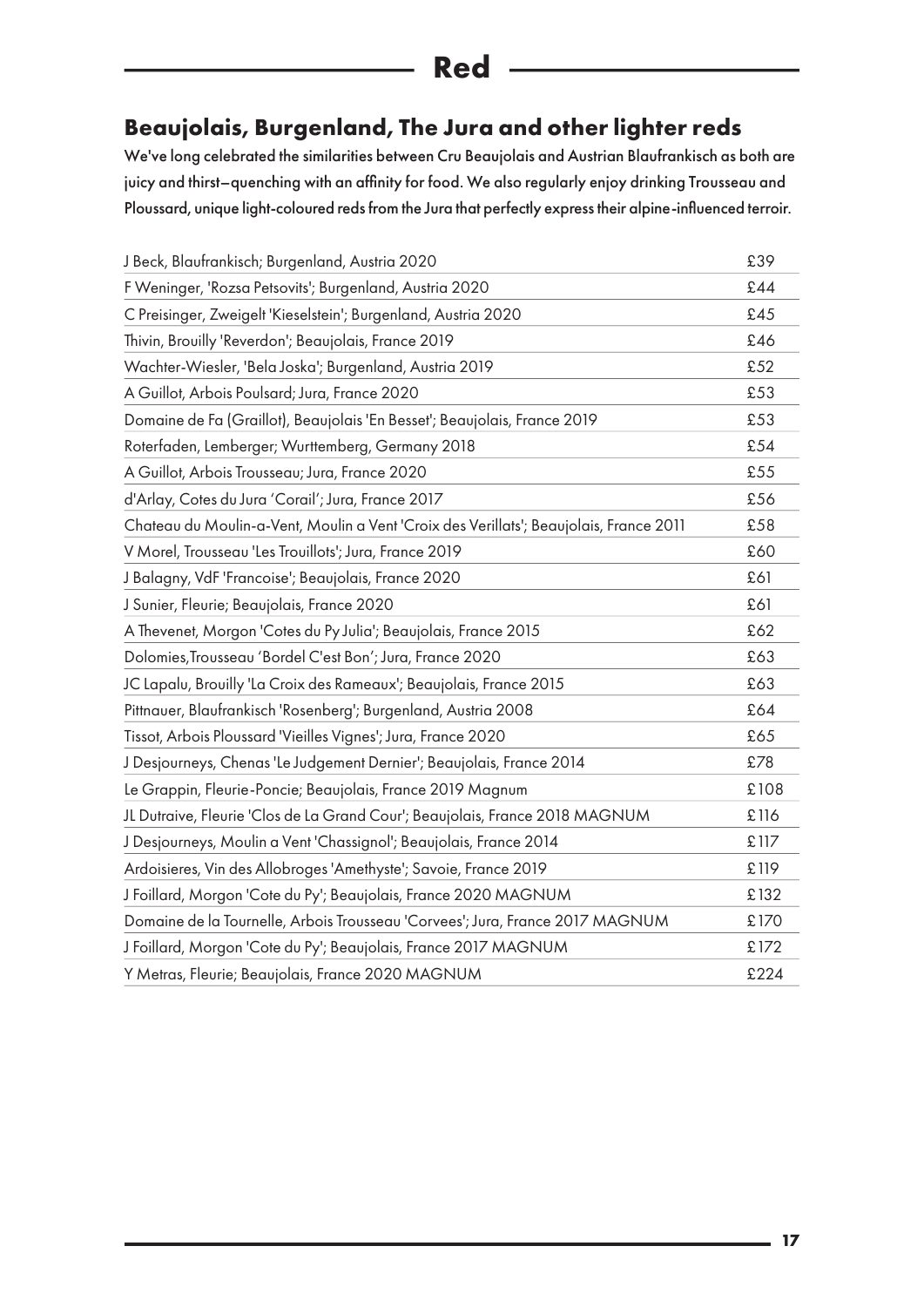# Red

## Beaujolais, Burgenland, The Jura and other lighter reds

We've long celebrated the similarities between Cru Beaujolais and Austrian Blaufrankisch as both are juicy and thirst–quenching with an affinity for food. We also regularly enjoy drinking Trousseau and Ploussard, unique light-coloured reds from the Jura that perfectly express their alpine-influenced terroir.

| | |
|---|---|
| J Beck, Blaufrankisch; Burgenland, Austria 2020 | £39 |
| F Weninger, 'Rozsa Petsovits'; Burgenland, Austria 2020 | £44 |
| C Preisinger, Zweigelt 'Kieselstein'; Burgenland, Austria 2020 | £45 |
| Thivin, Brouilly 'Reverdon'; Beaujolais, France 2019 | £46 |
| Wachter-Wiesler, 'Bela Joska'; Burgenland, Austria 2019 | £52 |
| A Guillot, Arbois Poulsard; Jura, France 2020 | £53 |
| Domaine de Fa (Graillot), Beaujolais 'En Besset'; Beaujolais, France 2019 | £53 |
| Roterfaden, Lemberger; Wurttemberg, Germany 2018 | £54 |
| A Guillot, Arbois Trousseau; Jura, France 2020 | £55 |
| d'Arlay, Cotes du Jura 'Corail'; Jura, France 2017 | £56 |
| Chateau du Moulin-a-Vent, Moulin a Vent 'Croix des Verillats'; Beaujolais, France 2011 | £58 |
| V Morel, Trousseau 'Les Trouillots'; Jura, France 2019 | £60 |
| J Balagny, VdF 'Francoise'; Beaujolais, France 2020 | £61 |
| J Sunier, Fleurie; Beaujolais, France 2020 | £61 |
| A Thevenet, Morgon 'Cotes du Py Julia'; Beaujolais, France 2015 | £62 |
| Dolomies,Trousseau 'Bordel C'est Bon'; Jura, France 2020 | £63 |
| JC Lapalu, Brouilly 'La Croix des Rameaux'; Beaujolais, France 2015 | £63 |
| Pittnauer, Blaufrankisch 'Rosenberg'; Burgenland, Austria 2008 | £64 |
| Tissot, Arbois Ploussard 'Vieilles Vignes'; Jura, France 2020 | £65 |
| J Desjourneys, Chenas 'Le Judgement Dernier'; Beaujolais, France 2014 | £78 |
| Le Grappin, Fleurie-Poncie; Beaujolais, France 2019 Magnum | £108 |
| JL Dutraive, Fleurie 'Clos de La Grand Cour'; Beaujolais, France 2018 MAGNUM | £116 |
| J Desjourneys, Moulin a Vent 'Chassignol'; Beaujolais, France 2014 | £117 |
| Ardoisieres, Vin des Allobroges 'Amethyste'; Savoie, France 2019 | £119 |
| J Foillard, Morgon 'Cote du Py'; Beaujolais, France 2020 MAGNUM | £132 |
| Domaine de la Tournelle, Arbois Trousseau 'Corvees'; Jura, France 2017 MAGNUM | £170 |
| J Foillard, Morgon 'Cote du Py'; Beaujolais, France 2017 MAGNUM | £172 |
| Y Metras, Fleurie; Beaujolais, France 2020 MAGNUM | £224 |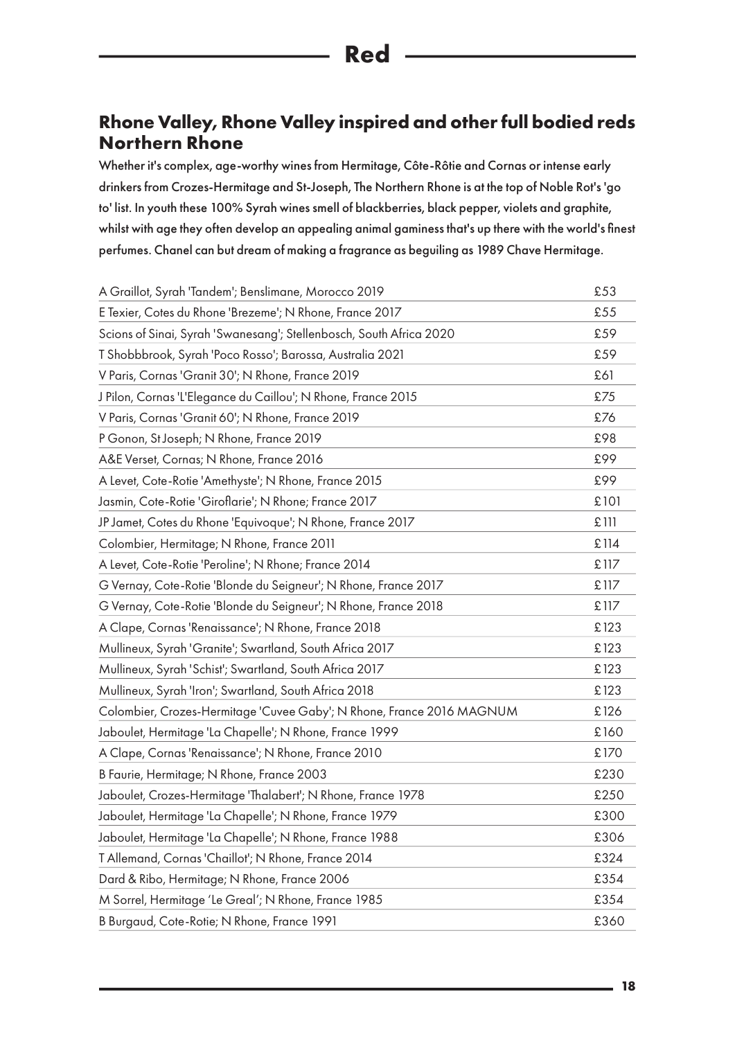# Red

## Rhone Valley, Rhone Valley inspired and other full bodied reds
## Northern Rhone

Whether it's complex, age-worthy wines from Hermitage, Côte-Rôtie and Cornas or intense early drinkers from Crozes-Hermitage and St-Joseph, The Northern Rhone is at the top of Noble Rot's 'go to' list. In youth these 100% Syrah wines smell of blackberries, black pepper, violets and graphite, whilst with age they often develop an appealing animal gaminess that's up there with the world's finest perfumes. Chanel can but dream of making a fragrance as beguiling as 1989 Chave Hermitage.

| | |
|---|---|
| A Graillot, Syrah 'Tandem'; Benslimane, Morocco 2019 | £53 |
| E Texier, Cotes du Rhone 'Brezeme'; N Rhone, France 2017 | £55 |
| Scions of Sinai, Syrah 'Swanesang'; Stellenbosch, South Africa 2020 | £59 |
| T Shobbbrook, Syrah 'Poco Rosso'; Barossa, Australia 2021 | £59 |
| V Paris, Cornas 'Granit 30'; N Rhone, France 2019 | £61 |
| J Pilon, Cornas 'L'Elegance du Caillou'; N Rhone, France 2015 | £75 |
| V Paris, Cornas 'Granit 60'; N Rhone, France 2019 | £76 |
| P Gonon, St Joseph; N Rhone, France 2019 | £98 |
| A&E Verset, Cornas; N Rhone, France 2016 | £99 |
| A Levet, Cote-Rotie 'Amethyste'; N Rhone, France 2015 | £99 |
| Jasmin, Cote-Rotie 'Giroflarie'; N Rhone; France 2017 | £101 |
| JP Jamet, Cotes du Rhone 'Equivoque'; N Rhone, France 2017 | £111 |
| Colombier, Hermitage; N Rhone, France 2011 | £114 |
| A Levet, Cote-Rotie 'Peroline'; N Rhone; France 2014 | £117 |
| G Vernay, Cote-Rotie 'Blonde du Seigneur'; N Rhone, France 2017 | £117 |
| G Vernay, Cote-Rotie 'Blonde du Seigneur'; N Rhone, France 2018 | £117 |
| A Clape, Cornas 'Renaissance'; N Rhone, France 2018 | £123 |
| Mullineux, Syrah 'Granite'; Swartland, South Africa 2017 | £123 |
| Mullineux, Syrah 'Schist'; Swartland, South Africa 2017 | £123 |
| Mullineux, Syrah 'Iron'; Swartland, South Africa 2018 | £123 |
| Colombier, Crozes-Hermitage 'Cuvee Gaby'; N Rhone, France 2016 MAGNUM | £126 |
| Jaboulet, Hermitage 'La Chapelle'; N Rhone, France 1999 | £160 |
| A Clape, Cornas 'Renaissance'; N Rhone, France 2010 | £170 |
| B Faurie, Hermitage; N Rhone, France 2003 | £230 |
| Jaboulet, Crozes-Hermitage 'Thalabert'; N Rhone, France 1978 | £250 |
| Jaboulet, Hermitage 'La Chapelle'; N Rhone, France 1979 | £300 |
| Jaboulet, Hermitage 'La Chapelle'; N Rhone, France 1988 | £306 |
| T Allemand, Cornas 'Chaillot'; N Rhone, France 2014 | £324 |
| Dard & Ribo, Hermitage; N Rhone, France 2006 | £354 |
| M Sorrel, Hermitage 'Le Greal'; N Rhone, France 1985 | £354 |
| B Burgaud, Cote-Rotie; N Rhone, France 1991 | £360 |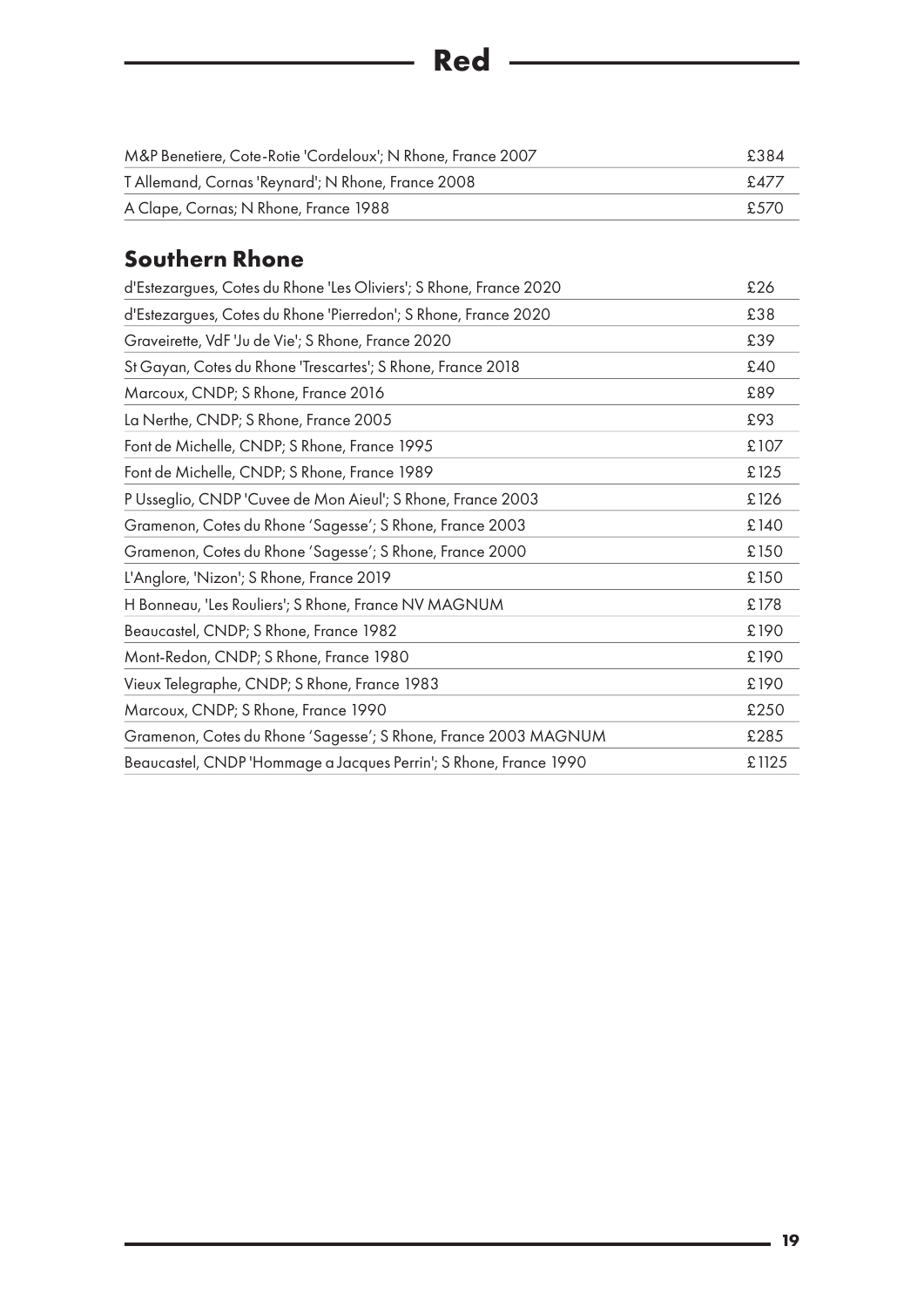## Red

| | |
|---|---|
| M&P Benetiere, Cote-Rotie 'Cordeloux'; N Rhone, France 2007 | £384 |
| T Allemand, Cornas 'Reynard'; N Rhone, France 2008 | £477 |
| A Clape, Cornas; N Rhone, France 1988 | £570 |

### Southern Rhone

| | |
|---|---|
| d'Estezargues, Cotes du Rhone 'Les Oliviers'; S Rhone, France 2020 | £26 |
| d'Estezargues, Cotes du Rhone 'Pierredon'; S Rhone, France 2020 | £38 |
| Graveirette, VdF 'Ju de Vie'; S Rhone, France 2020 | £39 |
| St Gayan, Cotes du Rhone 'Trescartes'; S Rhone, France 2018 | £40 |
| Marcoux, CNDP; S Rhone, France 2016 | £89 |
| La Nerthe, CNDP; S Rhone, France 2005 | £93 |
| Font de Michelle, CNDP; S Rhone, France 1995 | £107 |
| Font de Michelle, CNDP; S Rhone, France 1989 | £125 |
| P Usseglio, CNDP 'Cuvee de Mon Aieul'; S Rhone, France 2003 | £126 |
| Gramenon, Cotes du Rhone 'Sagesse'; S Rhone, France 2003 | £140 |
| Gramenon, Cotes du Rhone 'Sagesse'; S Rhone, France 2000 | £150 |
| L'Anglore, 'Nizon'; S Rhone, France 2019 | £150 |
| H Bonneau, 'Les Rouliers'; S Rhone, France NV MAGNUM | £178 |
| Beaucastel, CNDP; S Rhone, France 1982 | £190 |
| Mont-Redon, CNDP; S Rhone, France 1980 | £190 |
| Vieux Telegraphe, CNDP; S Rhone, France 1983 | £190 |
| Marcoux, CNDP; S Rhone, France 1990 | £250 |
| Gramenon, Cotes du Rhone 'Sagesse'; S Rhone, France 2003 MAGNUM | £285 |
| Beaucastel, CNDP 'Hommage a Jacques Perrin'; S Rhone, France 1990 | £1125 |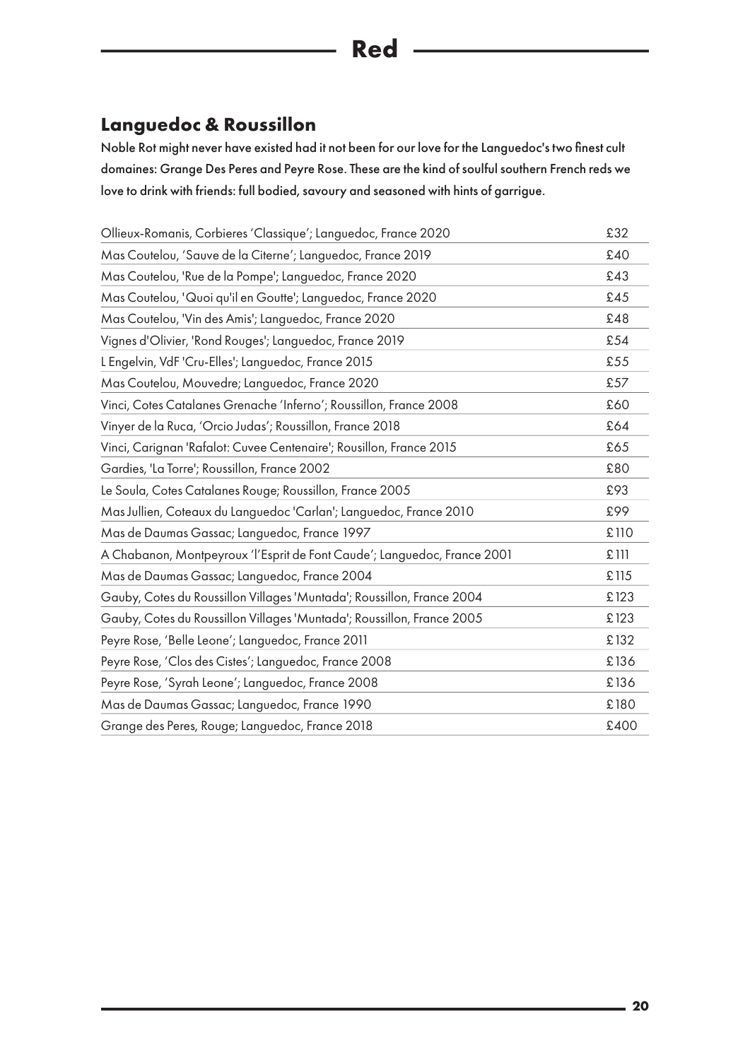# Red

## Languedoc & Roussillon

Noble Rot might never have existed had it not been for our love for the Languedoc's two finest cult domaines: Grange Des Peres and Peyre Rose. These are the kind of soulful southern French reds we love to drink with friends: full bodied, savoury and seasoned with hints of garrigue.

| Wine | Price |
|---|---|
| Ollieux-Romanis, Corbieres 'Classique'; Languedoc, France 2020 | £32 |
| Mas Coutelou, 'Sauve de la Citerne'; Languedoc, France 2019 | £40 |
| Mas Coutelou, 'Rue de la Pompe'; Languedoc, France 2020 | £43 |
| Mas Coutelou, 'Quoi qu'il en Goutte'; Languedoc, France 2020 | £45 |
| Mas Coutelou, 'Vin des Amis'; Languedoc, France 2020 | £48 |
| Vignes d'Olivier, 'Rond Rouges'; Languedoc, France 2019 | £54 |
| L Engelvin, VdF 'Cru-Elles'; Languedoc, France 2015 | £55 |
| Mas Coutelou, Mouvedre; Languedoc, France 2020 | £57 |
| Vinci, Cotes Catalanes Grenache 'Inferno'; Roussillon, France 2008 | £60 |
| Vinyer de la Ruca, 'Orcio Judas'; Roussillon, France 2018 | £64 |
| Vinci, Carignan 'Rafalot: Cuvee Centenaire'; Rousillon, France 2015 | £65 |
| Gardies, 'La Torre'; Roussillon, France 2002 | £80 |
| Le Soula, Cotes Catalanes Rouge; Roussillon, France 2005 | £93 |
| Mas Jullien, Coteaux du Languedoc 'Carlan'; Languedoc, France 2010 | £99 |
| Mas de Daumas Gassac; Languedoc, France 1997 | £110 |
| A Chabanon, Montpeyroux 'l'Esprit de Font Caude'; Languedoc, France 2001 | £111 |
| Mas de Daumas Gassac; Languedoc, France 2004 | £115 |
| Gauby, Cotes du Roussillon Villages 'Muntada'; Roussillon, France 2004 | £123 |
| Gauby, Cotes du Roussillon Villages 'Muntada'; Roussillon, France 2005 | £123 |
| Peyre Rose, 'Belle Leone'; Languedoc, France 2011 | £132 |
| Peyre Rose, 'Clos des Cistes'; Languedoc, France 2008 | £136 |
| Peyre Rose, 'Syrah Leone'; Languedoc, France 2008 | £136 |
| Mas de Daumas Gassac; Languedoc, France 1990 | £180 |
| Grange des Peres, Rouge; Languedoc, France 2018 | £400 |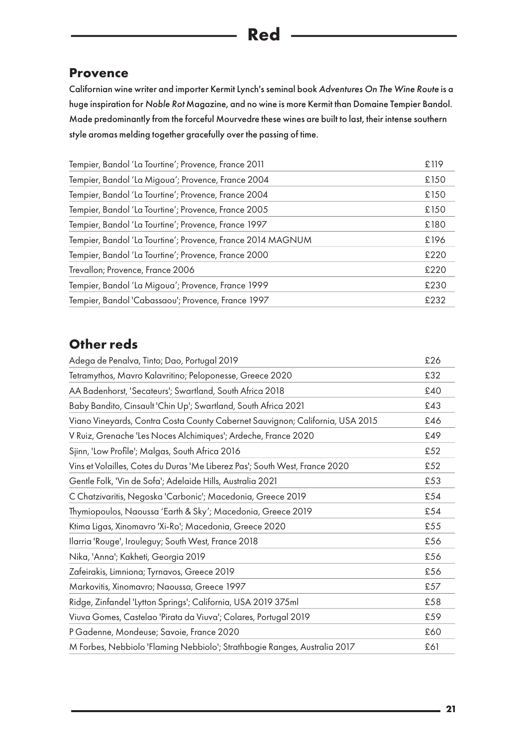# Red

## Provence

Californian wine writer and importer Kermit Lynch's seminal book *Adventures On The Wine Route* is a huge inspiration for *Noble Rot* Magazine, and no wine is more Kermit than Domaine Tempier Bandol. Made predominantly from the forceful Mourvedre these wines are built to last, their intense southern style aromas melding together gracefully over the passing of time.

| Wine | Price |
|---|---|
| Tempier, Bandol 'La Tourtine'; Provence, France 2011 | £119 |
| Tempier, Bandol 'La Migoua'; Provence, France 2004 | £150 |
| Tempier, Bandol 'La Tourtine'; Provence, France 2004 | £150 |
| Tempier, Bandol 'La Tourtine'; Provence, France 2005 | £150 |
| Tempier, Bandol 'La Tourtine'; Provence, France 1997 | £180 |
| Tempier, Bandol 'La Tourtine'; Provence, France 2014 MAGNUM | £196 |
| Tempier, Bandol 'La Tourtine'; Provence, France 2000 | £220 |
| Trevallon; Provence, France 2006 | £220 |
| Tempier, Bandol 'La Migoua'; Provence, France 1999 | £230 |
| Tempier, Bandol 'Cabassaou'; Provence, France 1997 | £232 |

## Other reds

| Wine | Price |
|---|---|
| Adega de Penalva, Tinto; Dao, Portugal 2019 | £26 |
| Tetramythos, Mavro Kalavritino; Peloponesse, Greece 2020 | £32 |
| AA Badenhorst, 'Secateurs'; Swartland, South Africa 2018 | £40 |
| Baby Bandito, Cinsault 'Chin Up'; Swartland, South Africa 2021 | £43 |
| Viano Vineyards, Contra Costa County Cabernet Sauvignon; California, USA 2015 | £46 |
| V Ruiz, Grenache 'Les Noces Alchimiques'; Ardeche, France 2020 | £49 |
| Sjinn, 'Low Profile'; Malgas, South Africa 2016 | £52 |
| Vins et Volailles, Cotes du Duras 'Me Liberez Pas'; South West, France 2020 | £52 |
| Gentle Folk, 'Vin de Sofa'; Adelaide Hills, Australia 2021 | £53 |
| C Chatzivaritis, Negoska 'Carbonic'; Macedonia, Greece 2019 | £54 |
| Thymiopoulos, Naoussa 'Earth & Sky'; Macedonia, Greece 2019 | £54 |
| Ktima Ligas, Xinomavro 'Xi-Ro'; Macedonia, Greece 2020 | £55 |
| Ilarria 'Rouge', Irouleguy; South West, France 2018 | £56 |
| Nika, 'Anna'; Kakheti, Georgia 2019 | £56 |
| Zafeirakis, Limniona; Tyrnavos, Greece 2019 | £56 |
| Markovitis, Xinomavro; Naoussa, Greece 1997 | £57 |
| Ridge, Zinfandel 'Lytton Springs'; California, USA 2019 375ml | £58 |
| Viuva Gomes, Castelao 'Pirata da Viuva'; Colares, Portugal 2019 | £59 |
| P Gadenne, Mondeuse; Savoie, France 2020 | £60 |
| M Forbes, Nebbiolo 'Flaming Nebbiolo'; Strathbogie Ranges, Australia 2017 | £61 |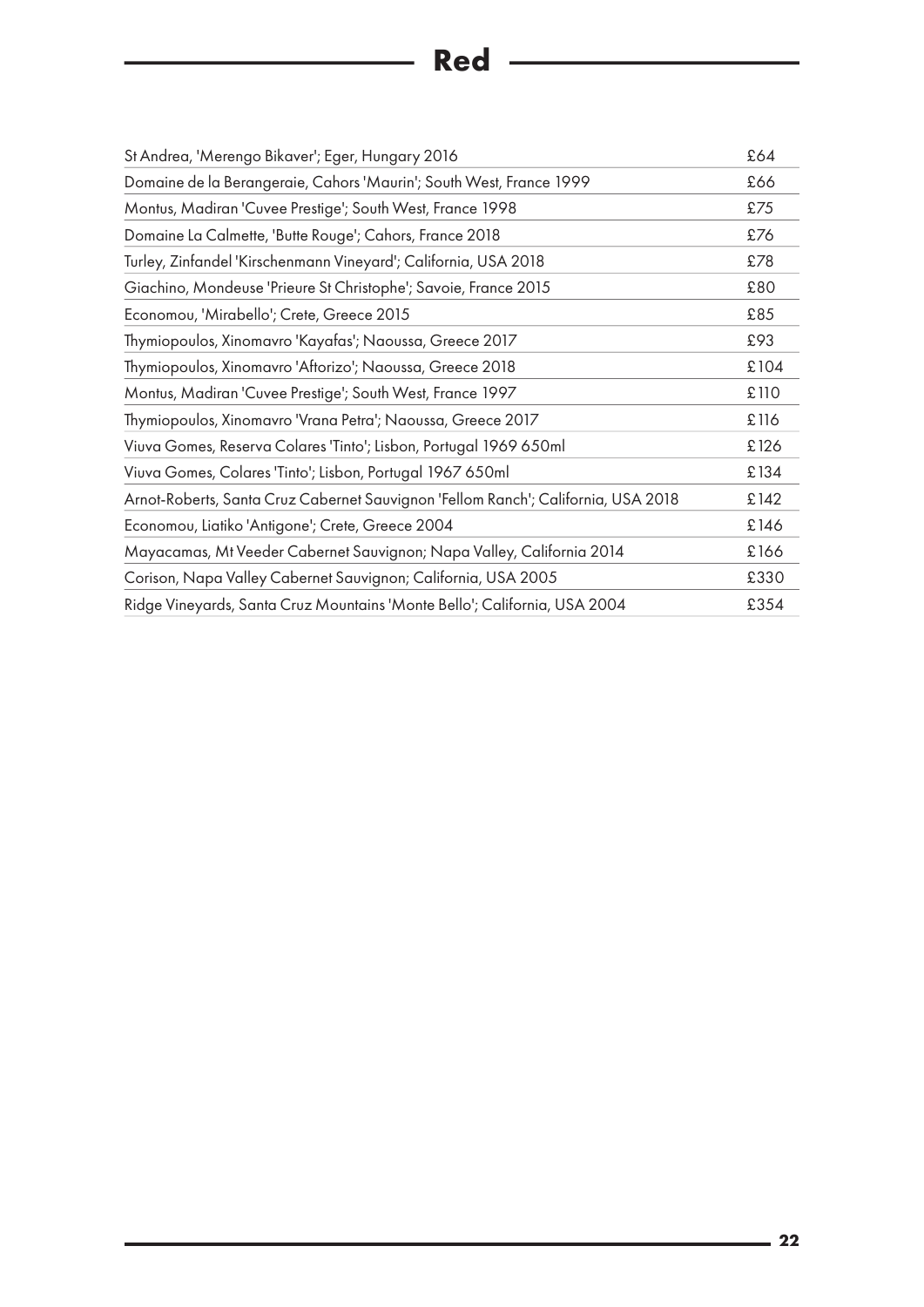# Red

| | |
|---|---|
| St Andrea, 'Merengo Bikaver'; Eger, Hungary 2016 | £64 |
| Domaine de la Berangeraie, Cahors 'Maurin'; South West, France 1999 | £66 |
| Montus, Madiran 'Cuvee Prestige'; South West, France 1998 | £75 |
| Domaine La Calmette, 'Butte Rouge'; Cahors, France 2018 | £76 |
| Turley, Zinfandel 'Kirschenmann Vineyard'; California, USA 2018 | £78 |
| Giachino, Mondeuse 'Prieure St Christophe'; Savoie, France 2015 | £80 |
| Economou, 'Mirabello'; Crete, Greece 2015 | £85 |
| Thymiopoulos, Xinomavro 'Kayafas'; Naoussa, Greece 2017 | £93 |
| Thymiopoulos, Xinomavro 'Aftorizo'; Naoussa, Greece 2018 | £104 |
| Montus, Madiran 'Cuvee Prestige'; South West, France 1997 | £110 |
| Thymiopoulos, Xinomavro 'Vrana Petra'; Naoussa, Greece 2017 | £116 |
| Viuva Gomes, Reserva Colares 'Tinto'; Lisbon, Portugal 1969 650ml | £126 |
| Viuva Gomes, Colares 'Tinto'; Lisbon, Portugal 1967 650ml | £134 |
| Arnot-Roberts, Santa Cruz Cabernet Sauvignon 'Fellom Ranch'; California, USA 2018 | £142 |
| Economou, Liatiko 'Antigone'; Crete, Greece 2004 | £146 |
| Mayacamas, Mt Veeder Cabernet Sauvignon; Napa Valley, California 2014 | £166 |
| Corison, Napa Valley Cabernet Sauvignon; California, USA 2005 | £330 |
| Ridge Vineyards, Santa Cruz Mountains 'Monte Bello'; California, USA 2004 | £354 |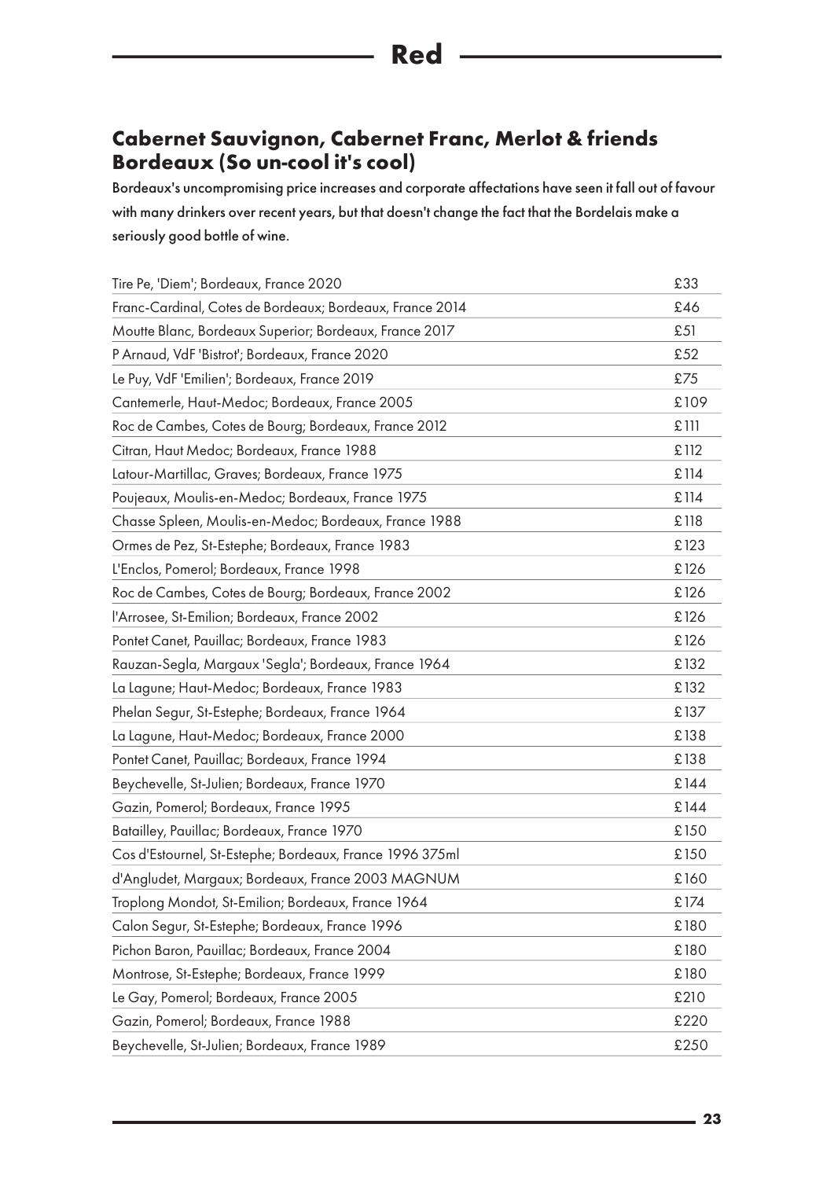# Red

## Cabernet Sauvignon, Cabernet Franc, Merlot & friends
## Bordeaux (So un-cool it's cool)

Bordeaux's uncompromising price increases and corporate affectations have seen it fall out of favour with many drinkers over recent years, but that doesn't change the fact that the Bordelais make a seriously good bottle of wine.

| Wine | Price |
| --- | --- |
| Tire Pe, 'Diem'; Bordeaux, France 2020 | £33 |
| Franc-Cardinal, Cotes de Bordeaux; Bordeaux, France 2014 | £46 |
| Moutte Blanc, Bordeaux Superior; Bordeaux, France 2017 | £51 |
| P Arnaud, VdF 'Bistrot'; Bordeaux, France 2020 | £52 |
| Le Puy, VdF 'Emilien'; Bordeaux, France 2019 | £75 |
| Cantemerle, Haut-Medoc; Bordeaux, France 2005 | £109 |
| Roc de Cambes, Cotes de Bourg; Bordeaux, France 2012 | £111 |
| Citran, Haut Medoc; Bordeaux, France 1988 | £112 |
| Latour-Martillac, Graves; Bordeaux, France 1975 | £114 |
| Poujeaux, Moulis-en-Medoc; Bordeaux, France 1975 | £114 |
| Chasse Spleen, Moulis-en-Medoc; Bordeaux, France 1988 | £118 |
| Ormes de Pez, St-Estephe; Bordeaux, France 1983 | £123 |
| L'Enclos, Pomerol; Bordeaux, France 1998 | £126 |
| Roc de Cambes, Cotes de Bourg; Bordeaux, France 2002 | £126 |
| l'Arrosee, St-Emilion; Bordeaux, France 2002 | £126 |
| Pontet Canet, Pauillac; Bordeaux, France 1983 | £126 |
| Rauzan-Segla, Margaux 'Segla'; Bordeaux, France 1964 | £132 |
| La Lagune; Haut-Medoc; Bordeaux, France 1983 | £132 |
| Phelan Segur, St-Estephe; Bordeaux, France 1964 | £137 |
| La Lagune, Haut-Medoc; Bordeaux, France 2000 | £138 |
| Pontet Canet, Pauillac; Bordeaux, France 1994 | £138 |
| Beychevelle, St-Julien; Bordeaux, France 1970 | £144 |
| Gazin, Pomerol; Bordeaux, France 1995 | £144 |
| Batailley, Pauillac; Bordeaux, France 1970 | £150 |
| Cos d'Estournel, St-Estephe; Bordeaux, France 1996 375ml | £150 |
| d'Angludet, Margaux; Bordeaux, France 2003 MAGNUM | £160 |
| Troplong Mondot, St-Emilion; Bordeaux, France 1964 | £174 |
| Calon Segur, St-Estephe; Bordeaux, France 1996 | £180 |
| Pichon Baron, Pauillac; Bordeaux, France 2004 | £180 |
| Montrose, St-Estephe; Bordeaux, France 1999 | £180 |
| Le Gay, Pomerol; Bordeaux, France 2005 | £210 |
| Gazin, Pomerol; Bordeaux, France 1988 | £220 |
| Beychevelle, St-Julien; Bordeaux, France 1989 | £250 |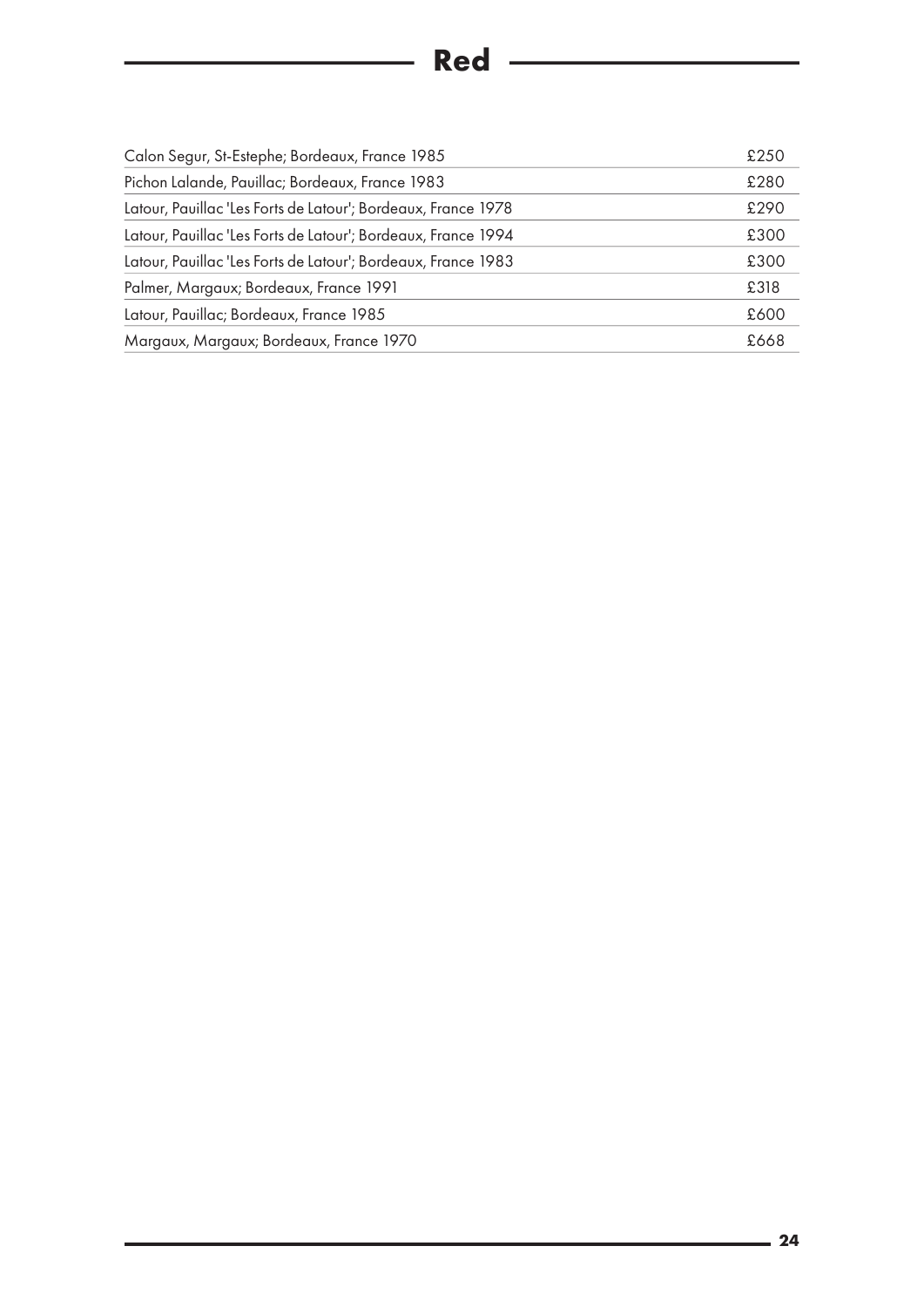## Red

| Wine | Price |
|---|---|
| Calon Segur, St-Estephe; Bordeaux, France 1985 | £250 |
| Pichon Lalande, Pauillac; Bordeaux, France 1983 | £280 |
| Latour, Pauillac 'Les Forts de Latour'; Bordeaux, France 1978 | £290 |
| Latour, Pauillac 'Les Forts de Latour'; Bordeaux, France 1994 | £300 |
| Latour, Pauillac 'Les Forts de Latour'; Bordeaux, France 1983 | £300 |
| Palmer, Margaux; Bordeaux, France 1991 | £318 |
| Latour, Pauillac; Bordeaux, France 1985 | £600 |
| Margaux, Margaux; Bordeaux, France 1970 | £668 |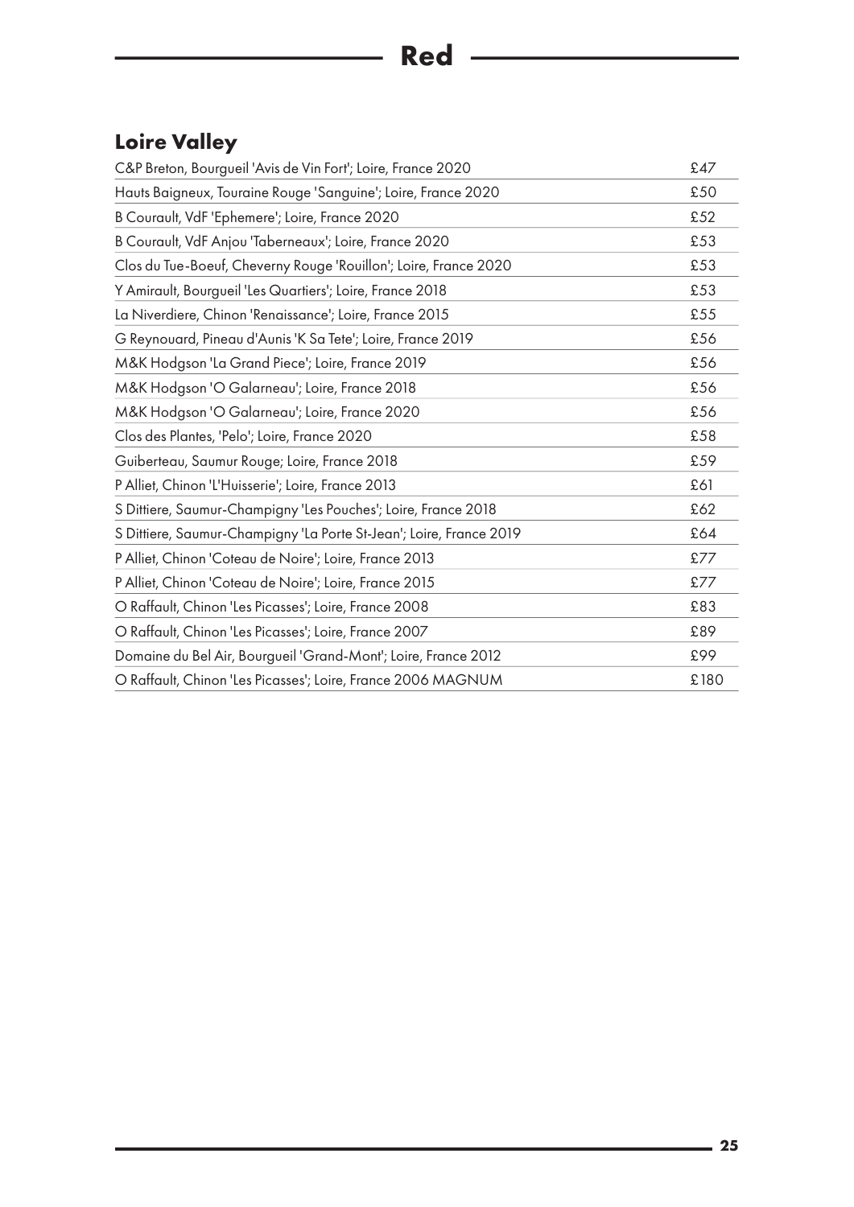# Red

## Loire Valley

| Wine | Price |
|---|---|
| C&P Breton, Bourgueil 'Avis de Vin Fort'; Loire, France 2020 | £47 |
| Hauts Baigneux, Touraine Rouge 'Sanguine'; Loire, France 2020 | £50 |
| B Courault, VdF 'Ephemere'; Loire, France 2020 | £52 |
| B Courault, VdF Anjou 'Taberneaux'; Loire, France 2020 | £53 |
| Clos du Tue-Boeuf, Cheverny Rouge 'Rouillon'; Loire, France 2020 | £53 |
| Y Amirault, Bourgueil 'Les Quartiers'; Loire, France 2018 | £53 |
| La Niverdiere, Chinon 'Renaissance'; Loire, France 2015 | £55 |
| G Reynouard, Pineau d'Aunis 'K Sa Tete'; Loire, France 2019 | £56 |
| M&K Hodgson 'La Grand Piece'; Loire, France 2019 | £56 |
| M&K Hodgson 'O Galarneau'; Loire, France 2018 | £56 |
| M&K Hodgson 'O Galarneau'; Loire, France 2020 | £56 |
| Clos des Plantes, 'Pelo'; Loire, France 2020 | £58 |
| Guiberteau, Saumur Rouge; Loire, France 2018 | £59 |
| P Alliet, Chinon 'L'Huisserie'; Loire, France 2013 | £61 |
| S Dittiere, Saumur-Champigny 'Les Pouches'; Loire, France 2018 | £62 |
| S Dittiere, Saumur-Champigny 'La Porte St-Jean'; Loire, France 2019 | £64 |
| P Alliet, Chinon 'Coteau de Noire'; Loire, France 2013 | £77 |
| P Alliet, Chinon 'Coteau de Noire'; Loire, France 2015 | £77 |
| O Raffault, Chinon 'Les Picasses'; Loire, France 2008 | £83 |
| O Raffault, Chinon 'Les Picasses'; Loire, France 2007 | £89 |
| Domaine du Bel Air, Bourgueil 'Grand-Mont'; Loire, France 2012 | £99 |
| O Raffault, Chinon 'Les Picasses'; Loire, France 2006 MAGNUM | £180 |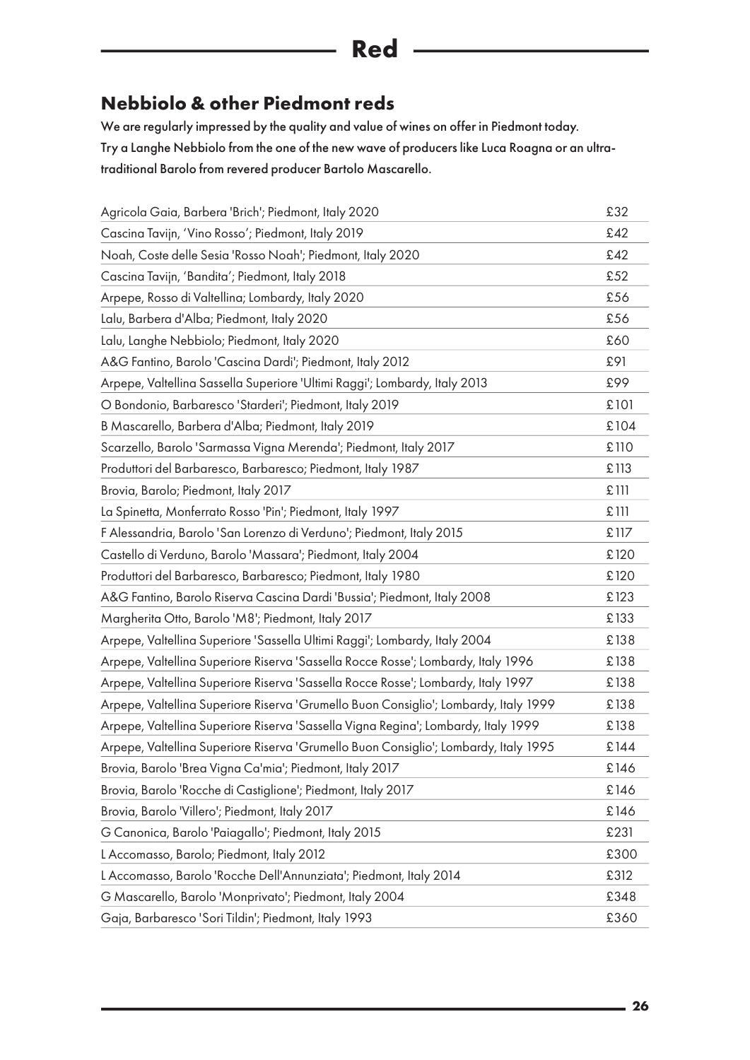# Red

## Nebbiolo & other Piedmont reds

We are regularly impressed by the quality and value of wines on offer in Piedmont today. Try a Langhe Nebbiolo from the one of the new wave of producers like Luca Roagna or an ultra-traditional Barolo from revered producer Bartolo Mascarello.

| Wine | Price |
|---|---|
| Agricola Gaia, Barbera 'Brich'; Piedmont, Italy 2020 | £32 |
| Cascina Tavijn, 'Vino Rosso'; Piedmont, Italy 2019 | £42 |
| Noah, Coste delle Sesia 'Rosso Noah'; Piedmont, Italy 2020 | £42 |
| Cascina Tavijn, 'Bandita'; Piedmont, Italy 2018 | £52 |
| Arpepe, Rosso di Valtellina; Lombardy, Italy 2020 | £56 |
| Lalu, Barbera d'Alba; Piedmont, Italy 2020 | £56 |
| Lalu, Langhe Nebbiolo; Piedmont, Italy 2020 | £60 |
| A&G Fantino, Barolo 'Cascina Dardi'; Piedmont, Italy 2012 | £91 |
| Arpepe, Valtellina Sassella Superiore 'Ultimi Raggi'; Lombardy, Italy 2013 | £99 |
| O Bondonio, Barbaresco 'Starderi'; Piedmont, Italy 2019 | £101 |
| B Mascarello, Barbera d'Alba; Piedmont, Italy 2019 | £104 |
| Scarzello, Barolo 'Sarmassa Vigna Merenda'; Piedmont, Italy 2017 | £110 |
| Produttori del Barbaresco, Barbaresco; Piedmont, Italy 1987 | £113 |
| Brovia, Barolo; Piedmont, Italy 2017 | £111 |
| La Spinetta, Monferrato Rosso 'Pin'; Piedmont, Italy 1997 | £111 |
| F Alessandria, Barolo 'San Lorenzo di Verduno'; Piedmont, Italy 2015 | £117 |
| Castello di Verduno, Barolo 'Massara'; Piedmont, Italy 2004 | £120 |
| Produttori del Barbaresco, Barbaresco; Piedmont, Italy 1980 | £120 |
| A&G Fantino, Barolo Riserva Cascina Dardi 'Bussia'; Piedmont, Italy 2008 | £123 |
| Margherita Otto, Barolo 'M8'; Piedmont, Italy 2017 | £133 |
| Arpepe, Valtellina Superiore 'Sassella Ultimi Raggi'; Lombardy, Italy 2004 | £138 |
| Arpepe, Valtellina Superiore Riserva 'Sassella Rocce Rosse'; Lombardy, Italy 1996 | £138 |
| Arpepe, Valtellina Superiore Riserva 'Sassella Rocce Rosse'; Lombardy, Italy 1997 | £138 |
| Arpepe, Valtellina Superiore Riserva 'Grumello Buon Consiglio'; Lombardy, Italy 1999 | £138 |
| Arpepe, Valtellina Superiore Riserva 'Sassella Vigna Regina'; Lombardy, Italy 1999 | £138 |
| Arpepe, Valtellina Superiore Riserva 'Grumello Buon Consiglio'; Lombardy, Italy 1995 | £144 |
| Brovia, Barolo 'Brea Vigna Ca'mia'; Piedmont, Italy 2017 | £146 |
| Brovia, Barolo 'Rocche di Castiglione'; Piedmont, Italy 2017 | £146 |
| Brovia, Barolo 'Villero'; Piedmont, Italy 2017 | £146 |
| G Canonica, Barolo 'Paiagallo'; Piedmont, Italy 2015 | £231 |
| L Accomasso, Barolo; Piedmont, Italy 2012 | £300 |
| L Accomasso, Barolo 'Rocche Dell'Annunziata'; Piedmont, Italy 2014 | £312 |
| G Mascarello, Barolo 'Monprivato'; Piedmont, Italy 2004 | £348 |
| Gaja, Barbaresco 'Sori Tildin'; Piedmont, Italy 1993 | £360 |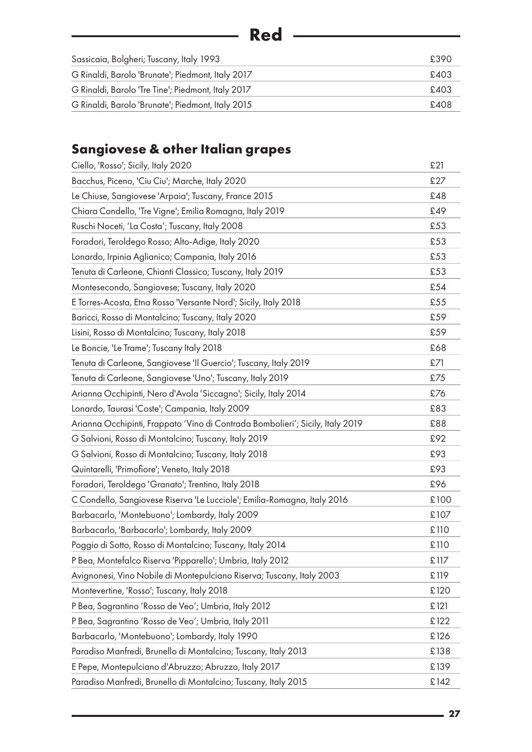## Red

| | |
|---|---|
| Sassicaia, Bolgheri; Tuscany, Italy 1993 | £390 |
| G Rinaldi, Barolo 'Brunate'; Piedmont, Italy 2017 | £403 |
| G Rinaldi, Barolo 'Tre Tine'; Piedmont, Italy 2017 | £403 |
| G Rinaldi, Barolo 'Brunate'; Piedmont, Italy 2015 | £408 |

### Sangiovese & other Italian grapes

| | |
|---|---|
| Ciello, 'Rosso'; Sicily, Italy 2020 | £21 |
| Bacchus, Piceno, 'Ciu Ciu'; Marche, Italy 2020 | £27 |
| Le Chiuse, Sangiovese 'Arpaia'; Tuscany, France 2015 | £48 |
| Chiara Condello, 'Tre Vigne'; Emilia Romagna, Italy 2019 | £49 |
| Ruschi Noceti, 'La Costa'; Tuscany, Italy 2008 | £53 |
| Foradori, Teroldego Rosso; Alto-Adige, Italy 2020 | £53 |
| Lonardo, Irpinia Aglianico; Campania, Italy 2016 | £53 |
| Tenuta di Carleone, Chianti Classico; Tuscany, Italy 2019 | £53 |
| Montesecondo, Sangiovese; Tuscany, Italy 2020 | £54 |
| E Torres-Acosta, Etna Rosso 'Versante Nord'; Sicily, Italy 2018 | £55 |
| Baricci, Rosso di Montalcino; Tuscany, Italy 2020 | £59 |
| Lisini, Rosso di Montalcino; Tuscany, Italy 2018 | £59 |
| Le Boncie, 'Le Trame'; Tuscany Italy 2018 | £68 |
| Tenuta di Carleone, Sangiovese 'Il Guercio'; Tuscany, Italy 2019 | £71 |
| Tenuta di Carleone, Sangiovese 'Uno'; Tuscany, Italy 2019 | £75 |
| Arianna Occhipinti, Nero d'Avola 'Siccagno'; Sicily, Italy 2014 | £76 |
| Lonardo, Taurasi 'Coste'; Campania, Italy 2009 | £83 |
| Arianna Occhipinti, Frappato 'Vino di Contrada Bombolieri'; Sicily, Italy 2019 | £88 |
| G Salvioni, Rosso di Montalcino; Tuscany, Italy 2019 | £92 |
| G Salvioni, Rosso di Montalcino; Tuscany, Italy 2018 | £93 |
| Quintarelli, 'Primofiore'; Veneto, Italy 2018 | £93 |
| Foradori, Teroldego 'Granato'; Trentino, Italy 2018 | £96 |
| C Condello, Sangiovese Riserva 'Le Lucciole'; Emilia-Romagna, Italy 2016 | £100 |
| Barbacarlo, 'Montebuono'; Lombardy, Italy 2009 | £107 |
| Barbacarlo, 'Barbacarlo'; Lombardy, Italy 2009 | £110 |
| Poggio di Sotto, Rosso di Montalcino; Tuscany, Italy 2014 | £110 |
| P Bea, Montefalco Riserva 'Pipparello'; Umbria, Italy 2012 | £117 |
| Avignonesi, Vino Nobile di Montepulciano Riserva; Tuscany, Italy 2003 | £119 |
| Montevertine, 'Rosso'; Tuscany, Italy 2018 | £120 |
| P Bea, Sagrantino 'Rosso de Veo'; Umbria, Italy 2012 | £121 |
| P Bea, Sagrantino 'Rosso de Veo'; Umbria, Italy 2011 | £122 |
| Barbacarlo, 'Montebuono'; Lombardy, Italy 1990 | £126 |
| Paradiso Manfredi, Brunello di Montalcino; Tuscany, Italy 2013 | £138 |
| E Pepe, Montepulciano d'Abruzzo; Abruzzo, Italy 2017 | £139 |
| Paradiso Manfredi, Brunello di Montalcino; Tuscany, Italy 2015 | £142 |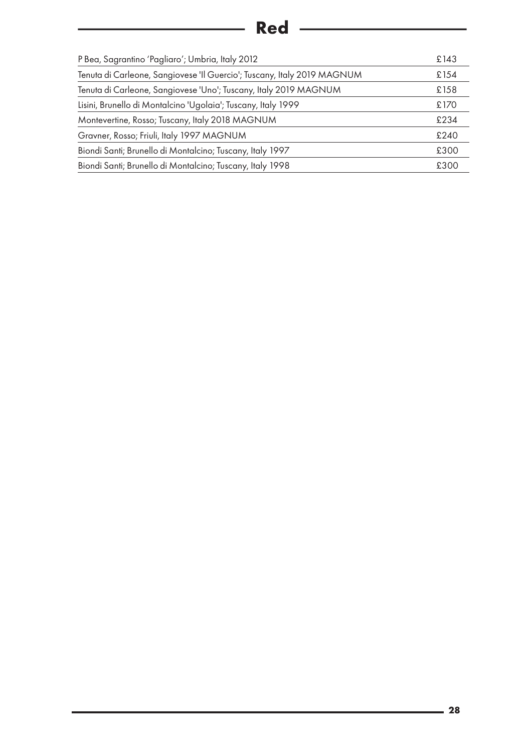## Red

| | |
|---|---|
| P Bea, Sagrantino 'Pagliaro'; Umbria, Italy 2012 | £143 |
| Tenuta di Carleone, Sangiovese 'Il Guercio'; Tuscany, Italy 2019 MAGNUM | £154 |
| Tenuta di Carleone, Sangiovese 'Uno'; Tuscany, Italy 2019 MAGNUM | £158 |
| Lisini, Brunello di Montalcino 'Ugolaia'; Tuscany, Italy 1999 | £170 |
| Montevertine, Rosso; Tuscany, Italy 2018 MAGNUM | £234 |
| Gravner, Rosso; Friuli, Italy 1997 MAGNUM | £240 |
| Biondi Santi; Brunello di Montalcino; Tuscany, Italy 1997 | £300 |
| Biondi Santi; Brunello di Montalcino; Tuscany, Italy 1998 | £300 |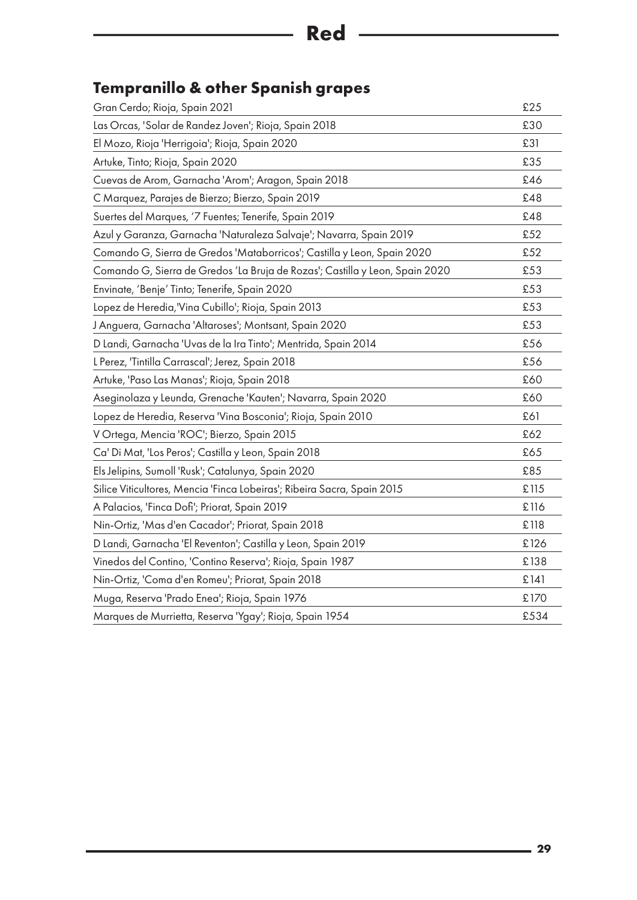# Red

## Tempranillo & other Spanish grapes

| Wine | Price |
|---|---|
| Gran Cerdo; Rioja, Spain 2021 | £25 |
| Las Orcas, 'Solar de Randez Joven'; Rioja, Spain 2018 | £30 |
| El Mozo, Rioja 'Herrigoia'; Rioja, Spain 2020 | £31 |
| Artuke, Tinto; Rioja, Spain 2020 | £35 |
| Cuevas de Arom, Garnacha 'Arom'; Aragon, Spain 2018 | £46 |
| C Marquez, Parajes de Bierzo; Bierzo, Spain 2019 | £48 |
| Suertes del Marques, '7 Fuentes; Tenerife, Spain 2019 | £48 |
| Azul y Garanza, Garnacha 'Naturaleza Salvaje'; Navarra, Spain 2019 | £52 |
| Comando G, Sierra de Gredos 'Mataborricos'; Castilla y Leon, Spain 2020 | £52 |
| Comando G, Sierra de Gredos 'La Bruja de Rozas'; Castilla y Leon, Spain 2020 | £53 |
| Envinate, 'Benje' Tinto; Tenerife, Spain 2020 | £53 |
| Lopez de Heredia,'Vina Cubillo'; Rioja, Spain 2013 | £53 |
| J Anguera, Garnacha 'Altaroses'; Montsant, Spain 2020 | £53 |
| D Landi, Garnacha 'Uvas de la Ira Tinto'; Mentrida, Spain 2014 | £56 |
| L Perez, 'Tintilla Carrascal'; Jerez, Spain 2018 | £56 |
| Artuke, 'Paso Las Manas'; Rioja, Spain 2018 | £60 |
| Aseginolaza y Leunda, Grenache 'Kauten'; Navarra, Spain 2020 | £60 |
| Lopez de Heredia, Reserva 'Vina Bosconia'; Rioja, Spain 2010 | £61 |
| V Ortega, Mencia 'ROC'; Bierzo, Spain 2015 | £62 |
| Ca' Di Mat, 'Los Peros'; Castilla y Leon, Spain 2018 | £65 |
| Els Jelipins, Sumoll 'Rusk'; Catalunya, Spain 2020 | £85 |
| Silice Viticultores, Mencia 'Finca Lobeiras'; Ribeira Sacra, Spain 2015 | £115 |
| A Palacios, 'Finca Dofi'; Priorat, Spain 2019 | £116 |
| Nin-Ortiz, 'Mas d'en Cacador'; Priorat, Spain 2018 | £118 |
| D Landi, Garnacha 'El Reventon'; Castilla y Leon, Spain 2019 | £126 |
| Vinedos del Contino, 'Contino Reserva'; Rioja, Spain 1987 | £138 |
| Nin-Ortiz, 'Coma d'en Romeu'; Priorat, Spain 2018 | £141 |
| Muga, Reserva 'Prado Enea'; Rioja, Spain 1976 | £170 |
| Marques de Murrietta, Reserva 'Ygay'; Rioja, Spain 1954 | £534 |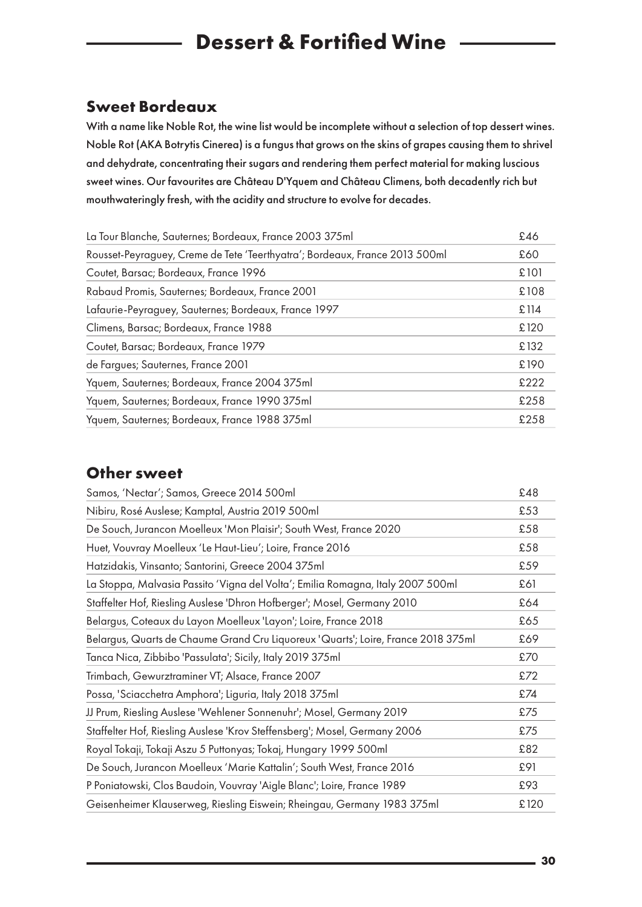# Dessert & Fortified Wine

## Sweet Bordeaux

**With a name like Noble Rot, the wine list would be incomplete without a selection of top dessert wines. Noble Rot (AKA Botrytis Cinerea) is a fungus that grows on the skins of grapes causing them to shrivel and dehydrate, concentrating their sugars and rendering them perfect material for making luscious sweet wines. Our favourites are Château D'Yquem and Château Climens, both decadently rich but mouthwateringly fresh, with the acidity and structure to evolve for decades.**

| Wine | Price |
|---|---|
| La Tour Blanche, Sauternes; Bordeaux, France 2003 375ml | £46 |
| Rousset-Peyraguey, Creme de Tete 'Teerthyatra'; Bordeaux, France 2013 500ml | £60 |
| Coutet, Barsac; Bordeaux, France 1996 | £101 |
| Rabaud Promis, Sauternes; Bordeaux, France 2001 | £108 |
| Lafaurie-Peyraguey, Sauternes; Bordeaux, France 1997 | £114 |
| Climens, Barsac; Bordeaux, France 1988 | £120 |
| Coutet, Barsac; Bordeaux, France 1979 | £132 |
| de Fargues; Sauternes, France 2001 | £190 |
| Yquem, Sauternes; Bordeaux, France 2004 375ml | £222 |
| Yquem, Sauternes; Bordeaux, France 1990 375ml | £258 |
| Yquem, Sauternes; Bordeaux, France 1988 375ml | £258 |

## Other sweet

| Wine | Price |
|---|---|
| Samos, 'Nectar'; Samos, Greece 2014 500ml | £48 |
| Nibiru, Rosé Auslese; Kamptal, Austria 2019 500ml | £53 |
| De Souch, Jurancon Moelleux 'Mon Plaisir'; South West, France 2020 | £58 |
| Huet, Vouvray Moelleux 'Le Haut-Lieu'; Loire, France 2016 | £58 |
| Hatzidakis, Vinsanto; Santorini, Greece 2004 375ml | £59 |
| La Stoppa, Malvasia Passito 'Vigna del Volta'; Emilia Romagna, Italy 2007 500ml | £61 |
| Staffelter Hof, Riesling Auslese 'Dhron Hofberger'; Mosel, Germany 2010 | £64 |
| Belargus, Coteaux du Layon Moelleux 'Layon'; Loire, France 2018 | £65 |
| Belargus, Quarts de Chaume Grand Cru Liquoreux 'Quarts'; Loire, France 2018 375ml | £69 |
| Tanca Nica, Zibbibo 'Passulata'; Sicily, Italy 2019 375ml | £70 |
| Trimbach, Gewurztraminer VT; Alsace, France 2007 | £72 |
| Possa, 'Sciacchetra Amphora'; Liguria, Italy 2018 375ml | £74 |
| JJ Prum, Riesling Auslese 'Wehlener Sonnenuhr'; Mosel, Germany 2019 | £75 |
| Staffelter Hof, Riesling Auslese 'Krov Steffensberg'; Mosel, Germany 2006 | £75 |
| Royal Tokaji, Tokaji Aszu 5 Puttonyas; Tokaj, Hungary 1999 500ml | £82 |
| De Souch, Jurancon Moelleux 'Marie Kattalin'; South West, France 2016 | £91 |
| P Poniatowski, Clos Baudoin, Vouvray 'Aigle Blanc'; Loire, France 1989 | £93 |
| Geisenheimer Klauserweg, Riesling Eiswein; Rheingau, Germany 1983 375ml | £120 |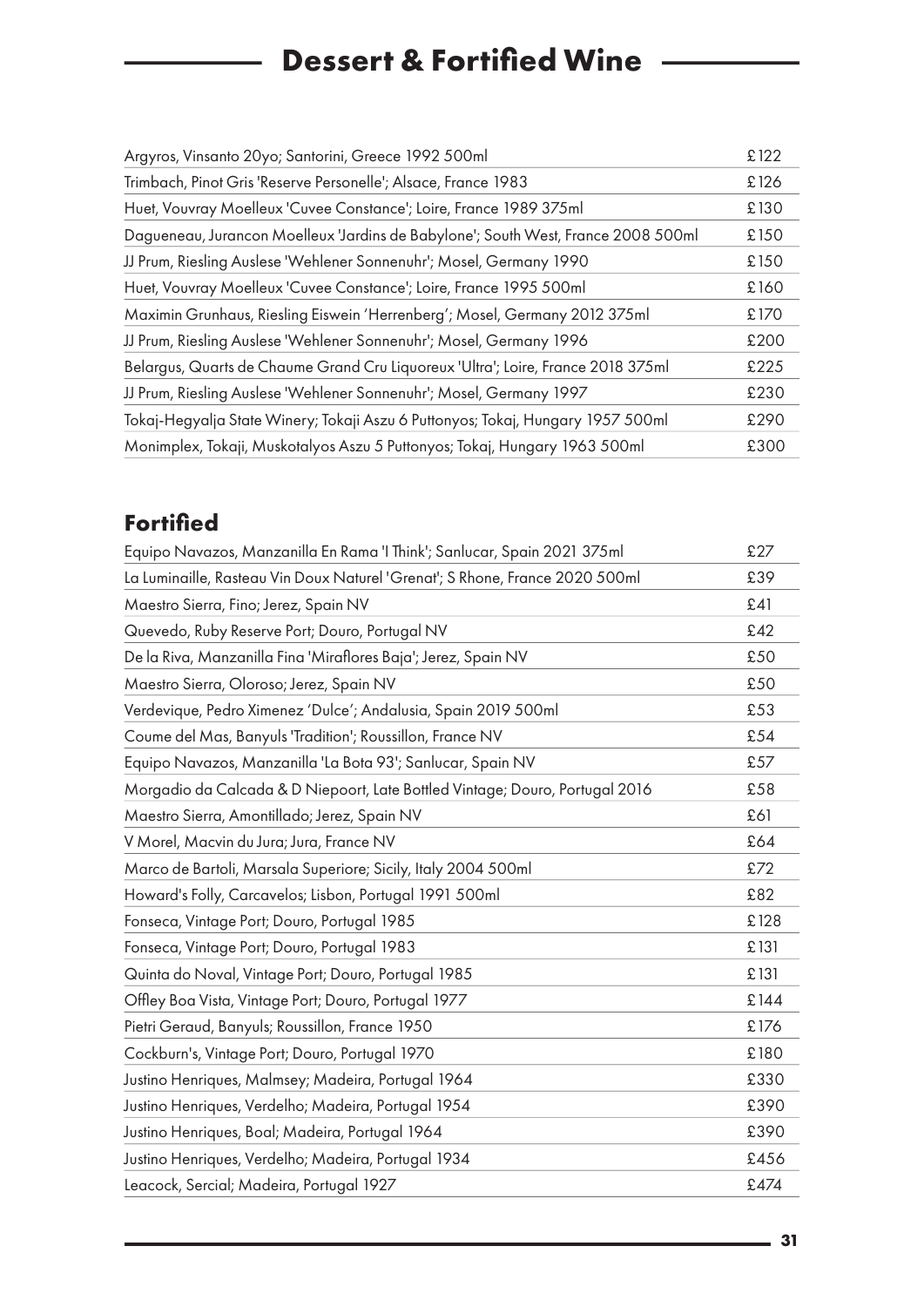# Dessert & Fortified Wine

| Wine | Price |
|---|---|
| Argyros, Vinsanto 20yo; Santorini, Greece 1992 500ml | £122 |
| Trimbach, Pinot Gris 'Reserve Personelle'; Alsace, France 1983 | £126 |
| Huet, Vouvray Moelleux 'Cuvee Constance'; Loire, France 1989 375ml | £130 |
| Dagueneau, Jurancon Moelleux 'Jardins de Babylone'; South West, France 2008 500ml | £150 |
| JJ Prum, Riesling Auslese 'Wehlener Sonnenuhr'; Mosel, Germany 1990 | £150 |
| Huet, Vouvray Moelleux 'Cuvee Constance'; Loire, France 1995 500ml | £160 |
| Maximin Grunhaus, Riesling Eiswein 'Herrenberg'; Mosel, Germany 2012 375ml | £170 |
| JJ Prum, Riesling Auslese 'Wehlener Sonnenuhr'; Mosel, Germany 1996 | £200 |
| Belargus, Quarts de Chaume Grand Cru Liquoreux 'Ultra'; Loire, France 2018 375ml | £225 |
| JJ Prum, Riesling Auslese 'Wehlener Sonnenuhr'; Mosel, Germany 1997 | £230 |
| Tokaj-Hegyalja State Winery; Tokaji Aszu 6 Puttonyos; Tokaj, Hungary 1957 500ml | £290 |
| Monimplex, Tokaji, Muskotalyos Aszu 5 Puttonyos; Tokaj, Hungary 1963 500ml | £300 |

## Fortified

| Wine | Price |
|---|---|
| Equipo Navazos, Manzanilla En Rama 'I Think'; Sanlucar, Spain 2021 375ml | £27 |
| La Luminaille, Rasteau Vin Doux Naturel 'Grenat'; S Rhone, France 2020 500ml | £39 |
| Maestro Sierra, Fino; Jerez, Spain NV | £41 |
| Quevedo, Ruby Reserve Port; Douro, Portugal NV | £42 |
| De la Riva, Manzanilla Fina 'Miraflores Baja'; Jerez, Spain NV | £50 |
| Maestro Sierra, Oloroso; Jerez, Spain NV | £50 |
| Verdevique, Pedro Ximenez 'Dulce'; Andalusia, Spain 2019 500ml | £53 |
| Coume del Mas, Banyuls 'Tradition'; Roussillon, France NV | £54 |
| Equipo Navazos, Manzanilla 'La Bota 93'; Sanlucar, Spain NV | £57 |
| Morgadio da Calcada & D Niepoort, Late Bottled Vintage; Douro, Portugal 2016 | £58 |
| Maestro Sierra, Amontillado; Jerez, Spain NV | £61 |
| V Morel, Macvin du Jura; Jura, France NV | £64 |
| Marco de Bartoli, Marsala Superiore; Sicily, Italy 2004 500ml | £72 |
| Howard's Folly, Carcavelos; Lisbon, Portugal 1991 500ml | £82 |
| Fonseca, Vintage Port; Douro, Portugal 1985 | £128 |
| Fonseca, Vintage Port; Douro, Portugal 1983 | £131 |
| Quinta do Noval, Vintage Port; Douro, Portugal 1985 | £131 |
| Offley Boa Vista, Vintage Port; Douro, Portugal 1977 | £144 |
| Pietri Geraud, Banyuls; Roussillon, France 1950 | £176 |
| Cockburn's, Vintage Port; Douro, Portugal 1970 | £180 |
| Justino Henriques, Malmsey; Madeira, Portugal 1964 | £330 |
| Justino Henriques, Verdelho; Madeira, Portugal 1954 | £390 |
| Justino Henriques, Boal; Madeira, Portugal 1964 | £390 |
| Justino Henriques, Verdelho; Madeira, Portugal 1934 | £456 |
| Leacock, Sercial; Madeira, Portugal 1927 | £474 |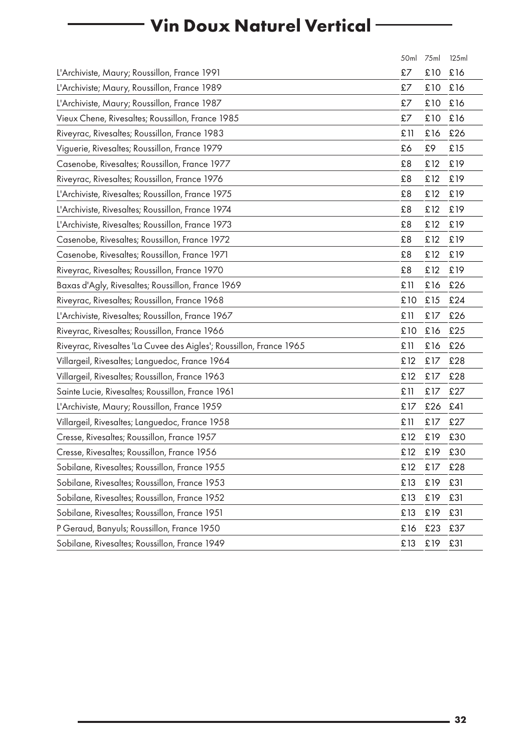# Vin Doux Naturel Vertical

| | 50ml | 75ml | 125ml |
|---|---|---|---|
| L'Archiviste, Maury; Roussillon, France 1991 | £7 | £10 | £16 |
| L'Archiviste; Maury, Roussillon, France 1989 | £7 | £10 | £16 |
| L'Archiviste, Maury; Roussillon, France 1987 | £7 | £10 | £16 |
| Vieux Chene, Rivesaltes; Roussillon, France 1985 | £7 | £10 | £16 |
| Riveyrac, Rivesaltes; Roussillon, France 1983 | £11 | £16 | £26 |
| Viguerie, Rivesaltes; Roussillon, France 1979 | £6 | £9 | £15 |
| Casenobe, Rivesaltes; Roussillon, France 1977 | £8 | £12 | £19 |
| Riveyrac, Rivesaltes; Roussillon, France 1976 | £8 | £12 | £19 |
| L'Archiviste, Rivesaltes; Roussillon, France 1975 | £8 | £12 | £19 |
| L'Archiviste, Rivesaltes; Roussillon, France 1974 | £8 | £12 | £19 |
| L'Archiviste, Rivesaltes; Roussillon, France 1973 | £8 | £12 | £19 |
| Casenobe, Rivesaltes; Roussillon, France 1972 | £8 | £12 | £19 |
| Casenobe, Rivesaltes; Roussillon, France 1971 | £8 | £12 | £19 |
| Riveyrac, Rivesaltes; Roussillon, France 1970 | £8 | £12 | £19 |
| Baxas d'Agly, Rivesaltes; Roussillon, France 1969 | £11 | £16 | £26 |
| Riveyrac, Rivesaltes; Roussillon, France 1968 | £10 | £15 | £24 |
| L'Archiviste, Rivesaltes; Roussillon, France 1967 | £11 | £17 | £26 |
| Riveyrac, Rivesaltes; Roussillon, France 1966 | £10 | £16 | £25 |
| Riveyrac, Rivesaltes 'La Cuvee des Aigles'; Roussillon, France 1965 | £11 | £16 | £26 |
| Villargeil, Rivesaltes; Languedoc, France 1964 | £12 | £17 | £28 |
| Villargeil, Rivesaltes; Roussillon, France 1963 | £12 | £17 | £28 |
| Sainte Lucie, Rivesaltes; Roussillon, France 1961 | £11 | £17 | £27 |
| L'Archiviste, Maury; Roussillon, France 1959 | £17 | £26 | £41 |
| Villargeil, Rivesaltes; Languedoc, France 1958 | £11 | £17 | £27 |
| Cresse, Rivesaltes; Roussillon, France 1957 | £12 | £19 | £30 |
| Cresse, Rivesaltes; Roussillon, France 1956 | £12 | £19 | £30 |
| Sobilane, Rivesaltes; Roussillon, France 1955 | £12 | £17 | £28 |
| Sobilane, Rivesaltes; Roussillon, France 1953 | £13 | £19 | £31 |
| Sobilane, Rivesaltes; Roussillon, France 1952 | £13 | £19 | £31 |
| Sobilane, Rivesaltes; Roussillon, France 1951 | £13 | £19 | £31 |
| P Geraud, Banyuls; Roussillon, France 1950 | £16 | £23 | £37 |
| Sobilane, Rivesaltes; Roussillon, France 1949 | £13 | £19 | £31 |